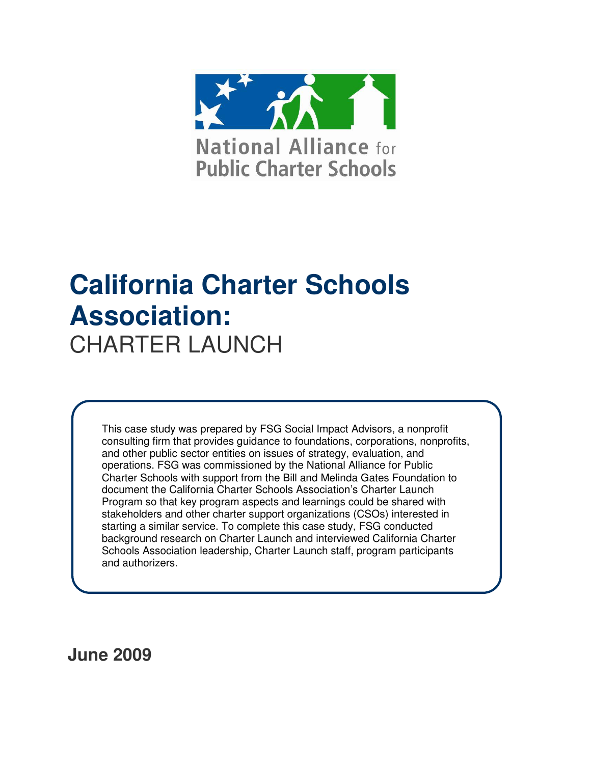National Alliance for Public Charter Schools

# California Charter Schools Association:

CHARTER LAUNCH

This case study was prepared by FSG Social Impact Advisors, a nonprofit consulting firm that provides guidance to foundations, corporations, nonprofits, and other public sector entities on issues of strategy, evaluation, and operations. FSG was commissioned by the National Alliance for Public Charter Schools with support from the Bill and Melinda Gates Foundation to document the California Charter Schools Association's Charter Launch Program so that key program aspects and learnings could be shared with stakeholders and other charter support organizations (CSOs) interested in starting a similar service. To complete this case study, FSG conducted background research on Charter Launch and interviewed California Charter Schools Association leadership, Charter Launch staff, program participants and authorizers.

**June 2009**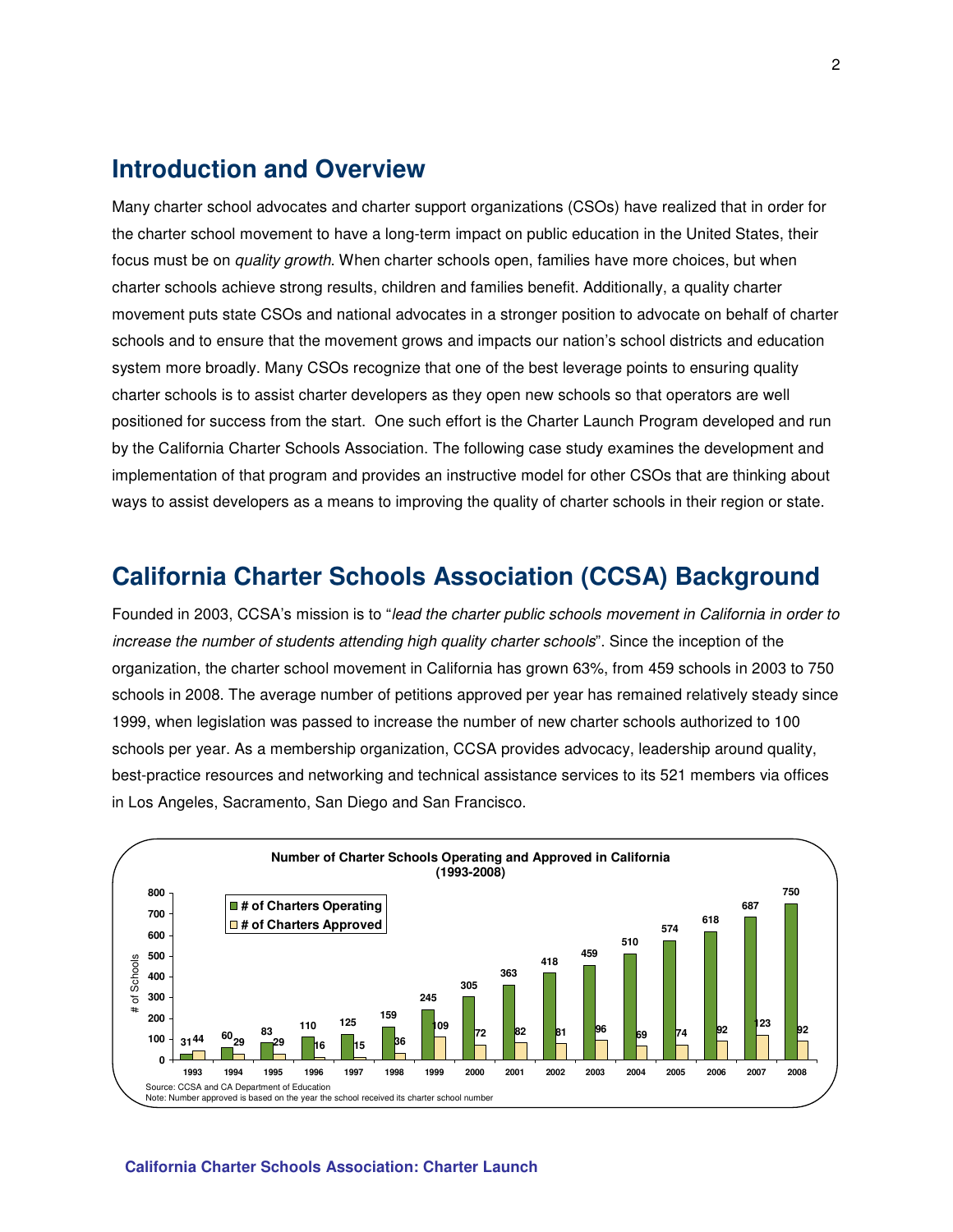## Introduction and Overview

Many charter school advocates and charter support organizations (CSOs) have realized that in order for the charter school movement to have a long-term impact on public education in the United States, their focus must be on *quality growth*. When charter schools open, families have more choices, but when charter schools achieve strong results, children and families benefit. Additionally, a quality charter movement puts state CSOs and national advocates in a stronger position to advocate on behalf of charter schools and to ensure that the movement grows and impacts our nation's school districts and education system more broadly. Many CSOs recognize that one of the best leverage points to ensuring quality charter schools is to assist charter developers as they open new schools so that operators are well positioned for success from the start. One such effort is the Charter Launch Program developed and run by the California Charter Schools Association. The following case study examines the development and implementation of that program and provides an instructive model for other CSOs that are thinking about ways to assist developers as a means to improving the quality of charter schools in their region or state.

## California Charter Schools Association (CCSA) Background

Founded in 2003, CCSA's mission is to "*lead the charter public schools movement in California in order to increase the number of students attending high quality charter schools*". Since the inception of the organization, the charter school movement in California has grown 63%, from 459 schools in 2003 to 750 schools in 2008. The average number of petitions approved per year has remained relatively steady since 1999, when legislation was passed to increase the number of new charter schools authorized to 100 schools per year. As a membership organization, CCSA provides advocacy, leadership around quality, best-practice resources and networking and technical assistance services to its 521 members via offices in Los Angeles, Sacramento, San Diego and San Francisco.

**Number of Charter Schools Operating and Approved in California (1993-2008)**

| Year | # of Charters Operating | # of Charters Approved |
|---|---|---|
| 1993 | 31 | 44 |
| 1994 | 60 | 29 |
| 1995 | 83 | 29 |
| 1996 | 110 | 16 |
| 1997 | 125 | 15 |
| 1998 | 159 | 36 |
| 1999 | 245 | 109 |
| 2000 | 305 | 72 |
| 2001 | 363 | 82 |
| 2002 | 418 | 81 |
| 2003 | 459 | 96 |
| 2004 | 510 | 69 |
| 2005 | 574 | 74 |
| 2006 | 618 | 92 |
| 2007 | 687 | 123 |
| 2008 | 750 | 92 |

Source: CCSA and CA Department of Education
Note: Number approved is based on the year the school received its charter school number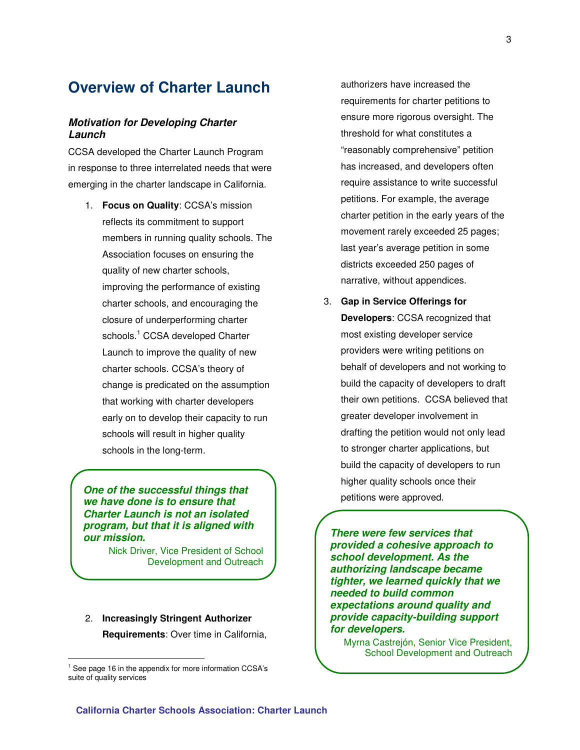## Overview of Charter Launch

### *Motivation for Developing Charter Launch*

CCSA developed the Charter Launch Program in response to three interrelated needs that were emerging in the charter landscape in California.

1. **Focus on Quality**: CCSA's mission reflects its commitment to support members in running quality schools. The Association focuses on ensuring the quality of new charter schools, improving the performance of existing charter schools, and encouraging the closure of underperforming charter schools.[1] CCSA developed Charter Launch to improve the quality of new charter schools. CCSA's theory of change is predicated on the assumption that working with charter developers early on to develop their capacity to run schools will result in higher quality schools in the long-term.

> ***One of the successful things that we have done is to ensure that Charter Launch is not an isolated program, but that it is aligned with our mission.***
>
> Nick Driver, Vice President of School Development and Outreach

2. **Increasingly Stringent Authorizer Requirements**: Over time in California, authorizers have increased the requirements for charter petitions to ensure more rigorous oversight. The threshold for what constitutes a "reasonably comprehensive" petition has increased, and developers often require assistance to write successful petitions. For example, the average charter petition in the early years of the movement rarely exceeded 25 pages; last year's average petition in some districts exceeded 250 pages of narrative, without appendices.

3. **Gap in Service Offerings for Developers**: CCSA recognized that most existing developer service providers were writing petitions on behalf of developers and not working to build the capacity of developers to draft their own petitions. CCSA believed that greater developer involvement in drafting the petition would not only lead to stronger charter applications, but build the capacity of developers to run higher quality schools once their petitions were approved.

> ***There were few services that provided a cohesive approach to school development. As the authorizing landscape became tighter, we learned quickly that we needed to build common expectations around quality and provide capacity-building support for developers.***
>
> Myrna Castrejón, Senior Vice President, School Development and Outreach

[1] See page 16 in the appendix for more information CCSA's suite of quality services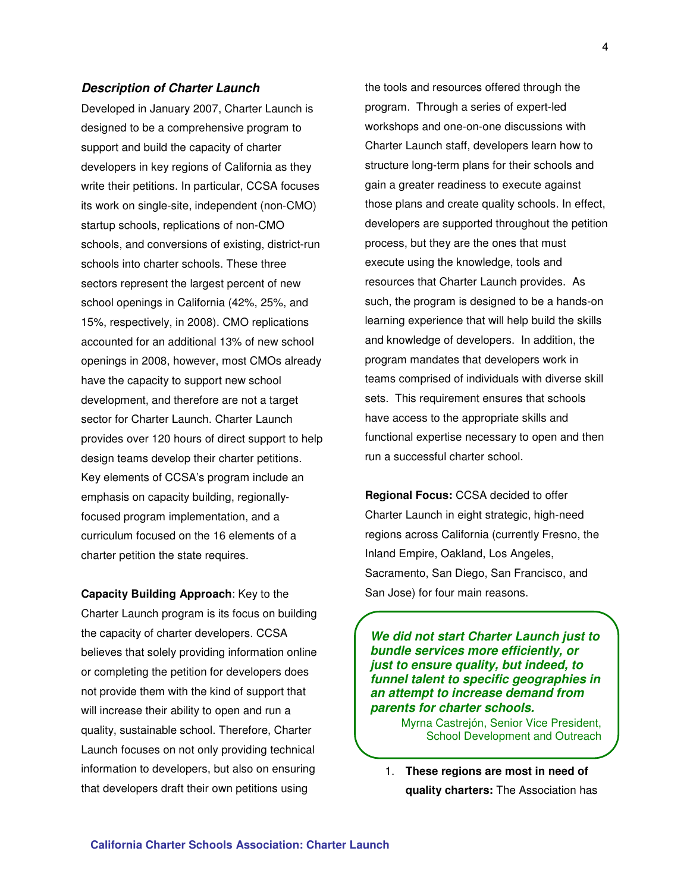### *Description of Charter Launch*

Developed in January 2007, Charter Launch is designed to be a comprehensive program to support and build the capacity of charter developers in key regions of California as they write their petitions. In particular, CCSA focuses its work on single-site, independent (non-CMO) startup schools, replications of non-CMO schools, and conversions of existing, district-run schools into charter schools. These three sectors represent the largest percent of new school openings in California (42%, 25%, and 15%, respectively, in 2008). CMO replications accounted for an additional 13% of new school openings in 2008, however, most CMOs already have the capacity to support new school development, and therefore are not a target sector for Charter Launch. Charter Launch provides over 120 hours of direct support to help design teams develop their charter petitions. Key elements of CCSA's program include an emphasis on capacity building, regionally-focused program implementation, and a curriculum focused on the 16 elements of a charter petition the state requires.

**Capacity Building Approach**: Key to the Charter Launch program is its focus on building the capacity of charter developers. CCSA believes that solely providing information online or completing the petition for developers does not provide them with the kind of support that will increase their ability to open and run a quality, sustainable school. Therefore, Charter Launch focuses on not only providing technical information to developers, but also on ensuring that developers draft their own petitions using the tools and resources offered through the program. Through a series of expert-led workshops and one-on-one discussions with Charter Launch staff, developers learn how to structure long-term plans for their schools and gain a greater readiness to execute against those plans and create quality schools. In effect, developers are supported throughout the petition process, but they are the ones that must execute using the knowledge, tools and resources that Charter Launch provides. As such, the program is designed to be a hands-on learning experience that will help build the skills and knowledge of developers. In addition, the program mandates that developers work in teams comprised of individuals with diverse skill sets. This requirement ensures that schools have access to the appropriate skills and functional expertise necessary to open and then run a successful charter school.

**Regional Focus:** CCSA decided to offer Charter Launch in eight strategic, high-need regions across California (currently Fresno, the Inland Empire, Oakland, Los Angeles, Sacramento, San Diego, San Francisco, and San Jose) for four main reasons.

> ***We did not start Charter Launch just to bundle services more efficiently, or just to ensure quality, but indeed, to funnel talent to specific geographies in an attempt to increase demand from parents for charter schools.***
>
> Myrna Castrejón, Senior Vice President, School Development and Outreach

1. **These regions are most in need of quality charters:** The Association has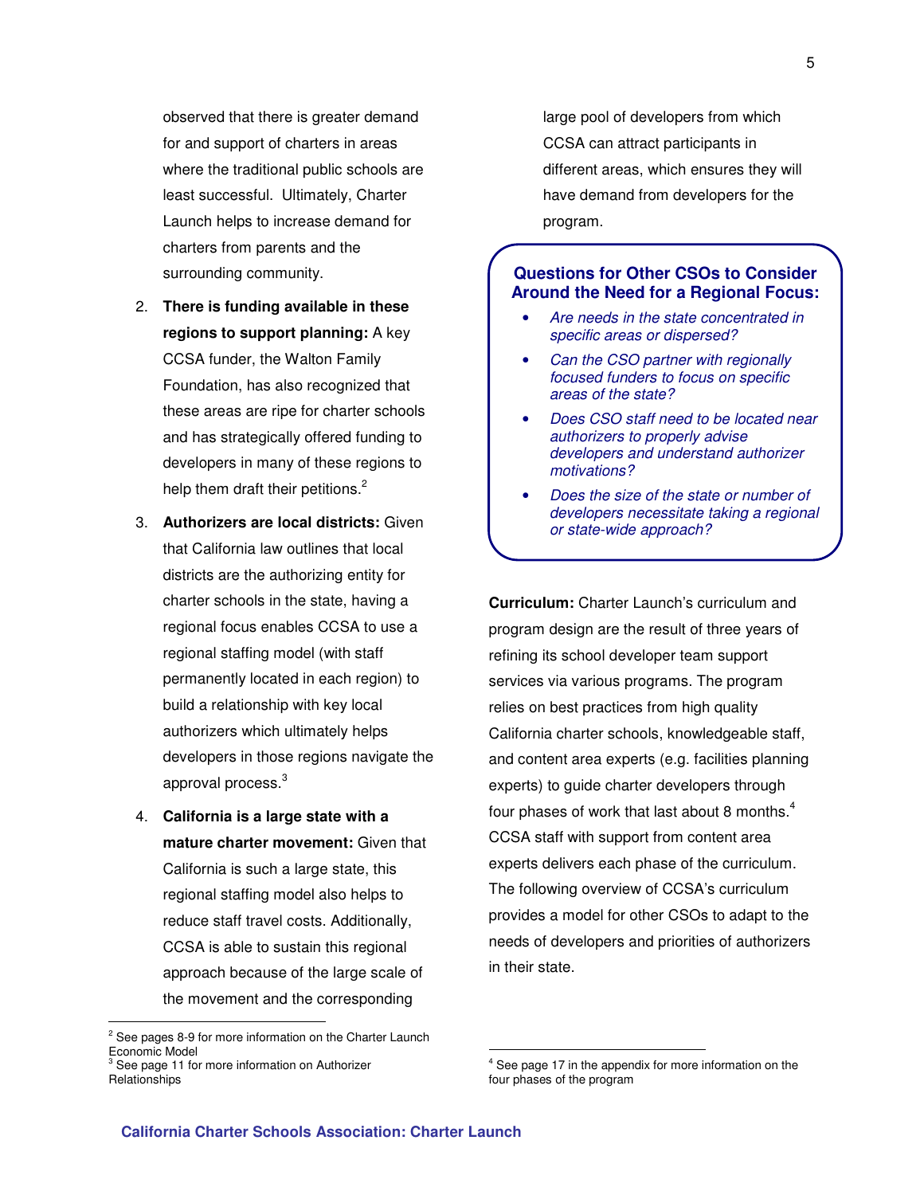observed that there is greater demand for and support of charters in areas where the traditional public schools are least successful. Ultimately, Charter Launch helps to increase demand for charters from parents and the surrounding community.

2. **There is funding available in these regions to support planning:** A key CCSA funder, the Walton Family Foundation, has also recognized that these areas are ripe for charter schools and has strategically offered funding to developers in many of these regions to help them draft their petitions.[2]

3. **Authorizers are local districts:** Given that California law outlines that local districts are the authorizing entity for charter schools in the state, having a regional focus enables CCSA to use a regional staffing model (with staff permanently located in each region) to build a relationship with key local authorizers which ultimately helps developers in those regions navigate the approval process.[3]

4. **California is a large state with a mature charter movement:** Given that California is such a large state, this regional staffing model also helps to reduce staff travel costs. Additionally, CCSA is able to sustain this regional approach because of the large scale of the movement and the corresponding large pool of developers from which CCSA can attract participants in different areas, which ensures they will have demand from developers for the program.

### Questions for Other CSOs to Consider Around the Need for a Regional Focus:

- *Are needs in the state concentrated in specific areas or dispersed?*
- *Can the CSO partner with regionally focused funders to focus on specific areas of the state?*
- *Does CSO staff need to be located near authorizers to properly advise developers and understand authorizer motivations?*
- *Does the size of the state or number of developers necessitate taking a regional or state-wide approach?*

**Curriculum:** Charter Launch's curriculum and program design are the result of three years of refining its school developer team support services via various programs. The program relies on best practices from high quality California charter schools, knowledgeable staff, and content area experts (e.g. facilities planning experts) to guide charter developers through four phases of work that last about 8 months.[4] CCSA staff with support from content area experts delivers each phase of the curriculum. The following overview of CCSA's curriculum provides a model for other CSOs to adapt to the needs of developers and priorities of authorizers in their state.

---

[2] See pages 8-9 for more information on the Charter Launch Economic Model

[3] See page 11 for more information on Authorizer Relationships

[4] See page 17 in the appendix for more information on the four phases of the program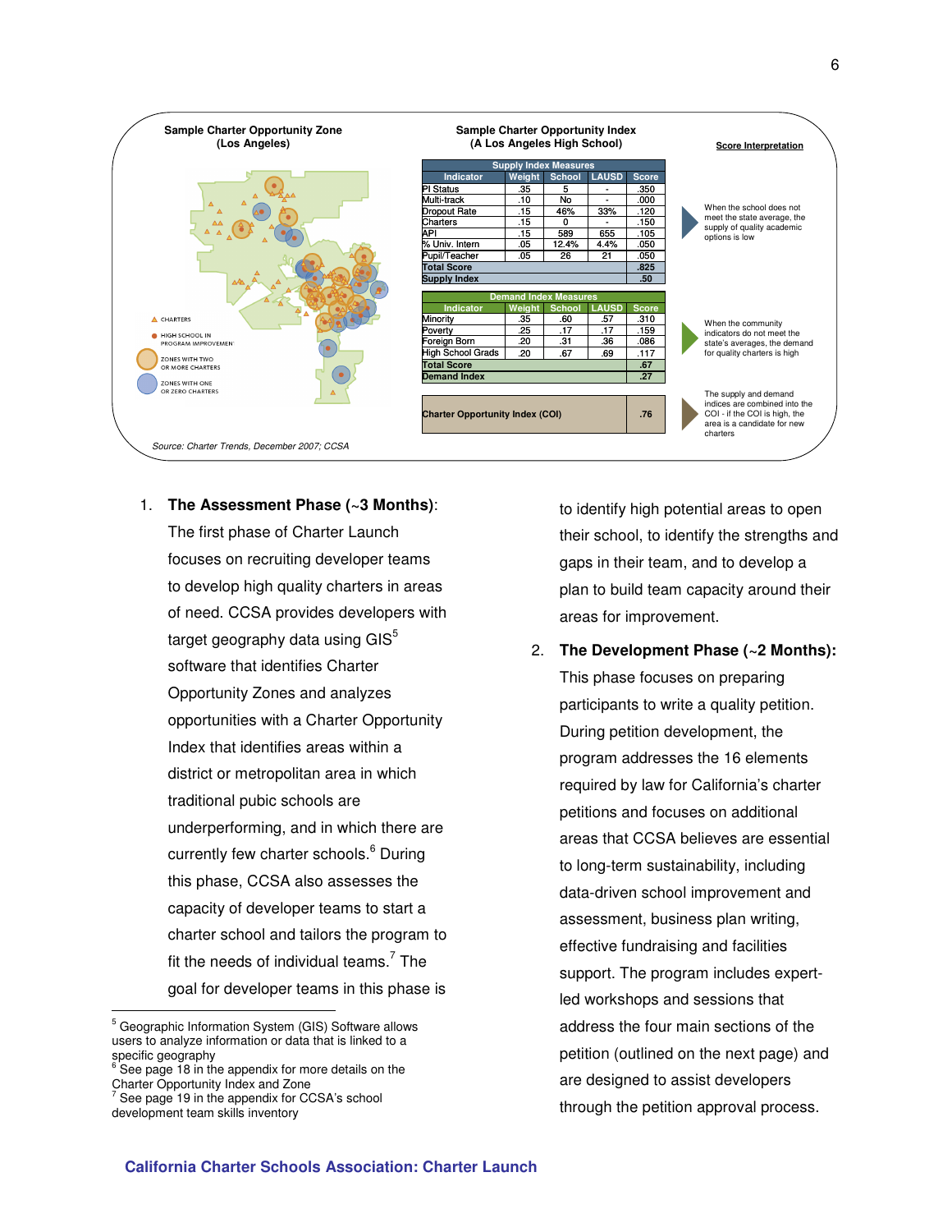**Sample Charter Opportunity Zone (Los Angeles)**

CHARTERS

HIGH SCHOOL IN PROGRAM IMPROVEMENT

ZONES WITH TWO OR MORE CHARTERS

ZONES WITH ONE OR ZERO CHARTERS

**Sample Charter Opportunity Index (A Los Angeles High School)**

| Supply Index Measures | | | | |
|---|---|---|---|---|
| Indicator | Weight | School | LAUSD | Score |
| PI Status | .35 | 5 | - | .350 |
| Multi-track | .10 | No | - | .000 |
| Dropout Rate | .15 | 46% | 33% | .120 |
| Charters | .15 | 0 | - | .150 |
| API | .15 | 589 | 655 | .105 |
| % Univ. Intern | .05 | 12.4% | 4.4% | .050 |
| Pupil/Teacher | .05 | 26 | 21 | .050 |
| Total Score | | | | .825 |
| Supply Index | | | | .50 |

| Demand Index Measures | | | | |
|---|---|---|---|---|
| Indicator | Weight | School | LAUSD | Score |
| Minority | .35 | .60 | .57 | .310 |
| Poverty | .25 | .17 | .17 | .159 |
| Foreign Born | .20 | .31 | .36 | .086 |
| High School Grads | .20 | .67 | .69 | .117 |
| Total Score | | | | .67 |
| Demand Index | | | | .27 |

| Charter Opportunity Index (COI) | .76 |
|---|---|

**Score Interpretation**

When the school does not meet the state average, the supply of quality academic options is low

When the community indicators do not meet the state's averages, the demand for quality charters is high

The supply and demand indices are combined into the COI - if the COI is high, the area is a candidate for new charters

*Source: Charter Trends, December 2007; CCSA*

1. **The Assessment Phase (~3 Months)**: The first phase of Charter Launch focuses on recruiting developer teams to develop high quality charters in areas of need. CCSA provides developers with target geography data using GIS[5] software that identifies Charter Opportunity Zones and analyzes opportunities with a Charter Opportunity Index that identifies areas within a district or metropolitan area in which traditional pubic schools are underperforming, and in which there are currently few charter schools.[6] During this phase, CCSA also assesses the capacity of developer teams to start a charter school and tailors the program to fit the needs of individual teams.[7] The goal for developer teams in this phase is to identify high potential areas to open their school, to identify the strengths and gaps in their team, and to develop a plan to build team capacity around their areas for improvement.

2. **The Development Phase (~2 Months):** This phase focuses on preparing participants to write a quality petition. During petition development, the program addresses the 16 elements required by law for California's charter petitions and focuses on additional areas that CCSA believes are essential to long-term sustainability, including data-driven school improvement and assessment, business plan writing, effective fundraising and facilities support. The program includes expert-led workshops and sessions that address the four main sections of the petition (outlined on the next page) and are designed to assist developers through the petition approval process.

---

[5] Geographic Information System (GIS) Software allows users to analyze information or data that is linked to a specific geography

[6] See page 18 in the appendix for more details on the Charter Opportunity Index and Zone

[7] See page 19 in the appendix for CCSA's school development team skills inventory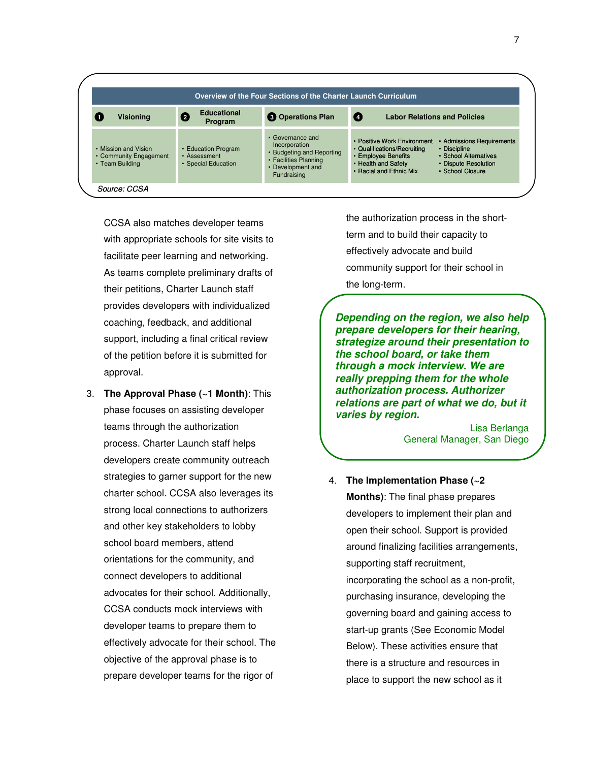**Overview of the Four Sections of the Charter Launch Curriculum**

| 1 Visioning | 2 Educational Program | 3 Operations Plan | 4 Labor Relations and Policies | |
|---|---|---|---|---|
| • Mission and Vision<br>• Community Engagement<br>• Team Building | • Education Program<br>• Assessment<br>• Special Education | • Governance and Incorporation<br>• Budgeting and Reporting<br>• Facilities Planning<br>• Development and Fundraising | • Positive Work Environment<br>• Qualifications/Recruiting<br>• Employee Benefits<br>• Health and Safety<br>• Racial and Ethnic Mix | • Admissions Requirements<br>• Discipline<br>• School Alternatives<br>• Dispute Resolution<br>• School Closure |

*Source: CCSA*

CCSA also matches developer teams with appropriate schools for site visits to facilitate peer learning and networking. As teams complete preliminary drafts of their petitions, Charter Launch staff provides developers with individualized coaching, feedback, and additional support, including a final critical review of the petition before it is submitted for approval.

3. **The Approval Phase (~1 Month)**: This phase focuses on assisting developer teams through the authorization process. Charter Launch staff helps developers create community outreach strategies to garner support for the new charter school. CCSA also leverages its strong local connections to authorizers and other key stakeholders to lobby school board members, attend orientations for the community, and connect developers to additional advocates for their school. Additionally, CCSA conducts mock interviews with developer teams to prepare them to effectively advocate for their school. The objective of the approval phase is to prepare developer teams for the rigor of the authorization process in the short-term and to build their capacity to effectively advocate and build community support for their school in the long-term.

> ***Depending on the region, we also help prepare developers for their hearing, strategize around their presentation to the school board, or take them through a mock interview. We are really prepping them for the whole authorization process. Authorizer relations are part of what we do, but it varies by region.***
>
> Lisa Berlanga
> General Manager, San Diego

4. **The Implementation Phase (~2 Months)**: The final phase prepares developers to implement their plan and open their school. Support is provided around finalizing facilities arrangements, supporting staff recruitment, incorporating the school as a non-profit, purchasing insurance, developing the governing board and gaining access to start-up grants (See Economic Model Below). These activities ensure that there is a structure and resources in place to support the new school as it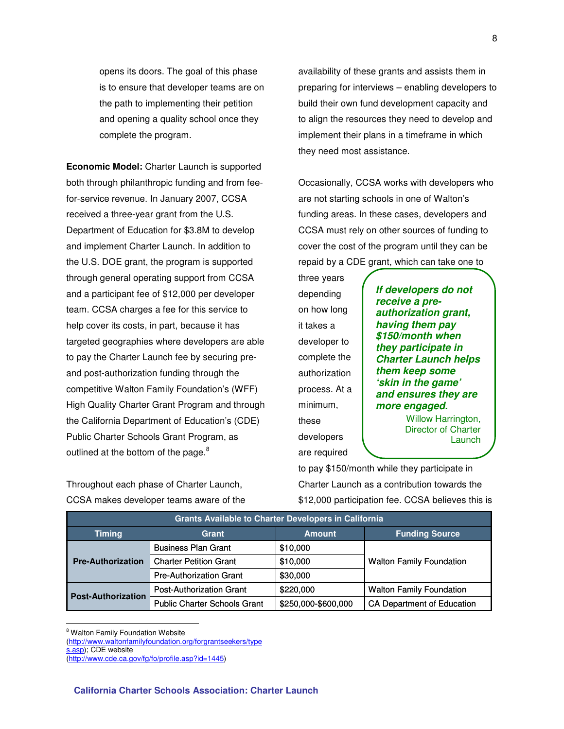opens its doors. The goal of this phase is to ensure that developer teams are on the path to implementing their petition and opening a quality school once they complete the program.

**Economic Model:** Charter Launch is supported both through philanthropic funding and from fee-for-service revenue. In January 2007, CCSA received a three-year grant from the U.S. Department of Education for $3.8M to develop and implement Charter Launch. In addition to the U.S. DOE grant, the program is supported through general operating support from CCSA and a participant fee of $12,000 per developer team. CCSA charges a fee for this service to help cover its costs, in part, because it has targeted geographies where developers are able to pay the Charter Launch fee by securing pre- and post-authorization funding through the competitive Walton Family Foundation's (WFF) High Quality Charter Grant Program and through the California Department of Education's (CDE) Public Charter Schools Grant Program, as outlined at the bottom of the page.[8]

Throughout each phase of Charter Launch, CCSA makes developer teams aware of the availability of these grants and assists them in preparing for interviews – enabling developers to build their own fund development capacity and to align the resources they need to develop and implement their plans in a timeframe in which they need most assistance.

Occasionally, CCSA works with developers who are not starting schools in one of Walton's funding areas. In these cases, developers and CCSA must rely on other sources of funding to cover the cost of the program until they can be repaid by a CDE grant, which can take one to three years depending on how long it takes a developer to complete the authorization process. At a minimum, these developers are required to pay $150/month while they participate in Charter Launch as a contribution towards the $12,000 participation fee. CCSA believes this is

> ***If developers do not receive a pre-authorization grant, having them pay $150/month when they participate in Charter Launch helps them keep some 'skin in the game' and ensures they are more engaged.***
>
> Willow Harrington, Director of Charter Launch

| Grants Available to Charter Developers in California | | | |
|---|---|---|---|
| **Timing** | **Grant** | **Amount** | **Funding Source** |
| **Pre-Authorization** | Business Plan Grant | $10,000 | Walton Family Foundation |
| | Charter Petition Grant | $10,000 | |
| | Pre-Authorization Grant | $30,000 | |
| **Post-Authorization** | Post-Authorization Grant | $220,000 | Walton Family Foundation |
| | Public Charter Schools Grant | $250,000-$600,000 | CA Department of Education |

[8] Walton Family Foundation Website (http://www.waltonfamilyfoundation.org/forgrantseekers/types.asp); CDE website (http://www.cde.ca.gov/fg/fo/profile.asp?id=1445)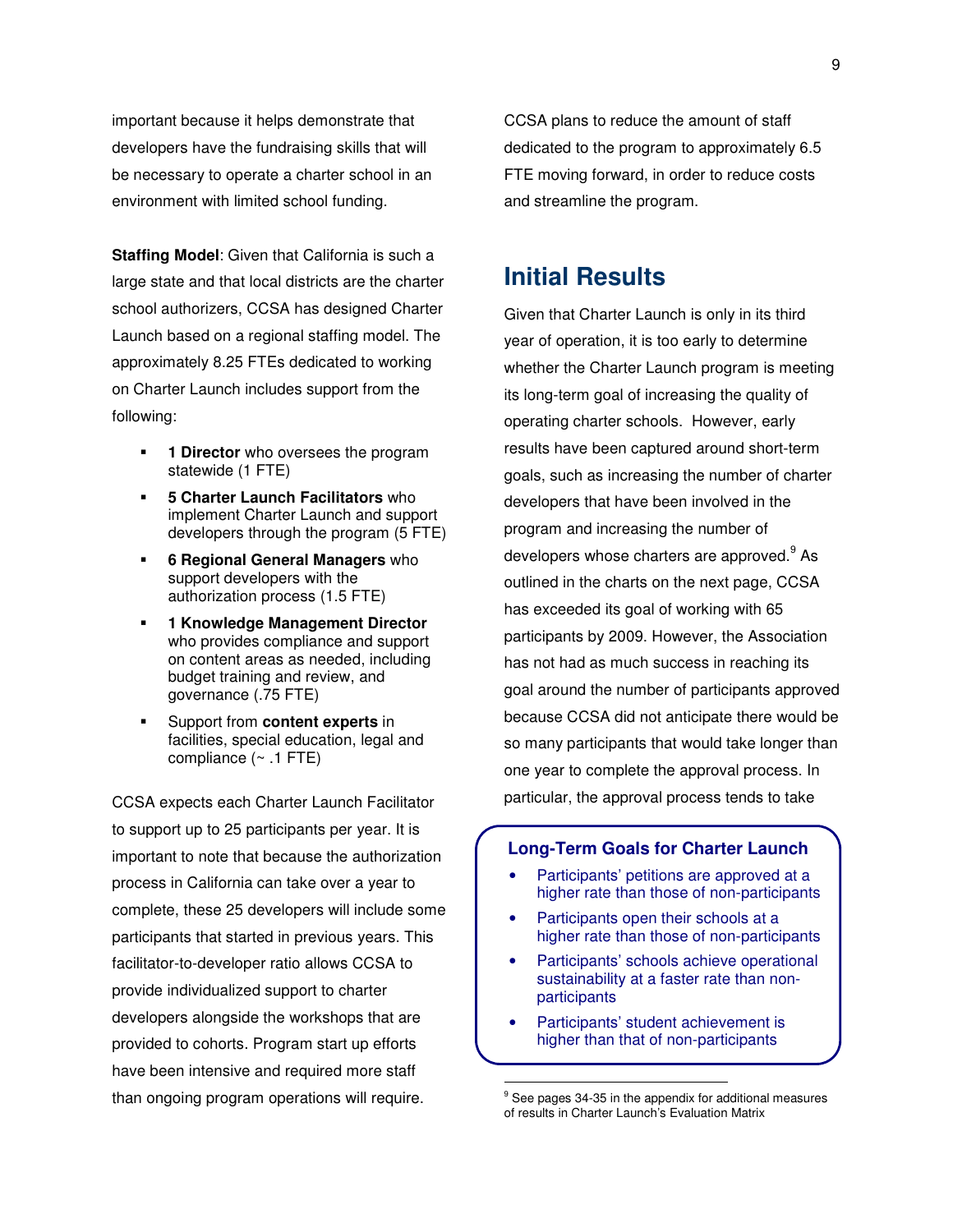important because it helps demonstrate that developers have the fundraising skills that will be necessary to operate a charter school in an environment with limited school funding.

**Staffing Model**: Given that California is such a large state and that local districts are the charter school authorizers, CCSA has designed Charter Launch based on a regional staffing model. The approximately 8.25 FTEs dedicated to working on Charter Launch includes support from the following:

- **1 Director** who oversees the program statewide (1 FTE)
- **5 Charter Launch Facilitators** who implement Charter Launch and support developers through the program (5 FTE)
- **6 Regional General Managers** who support developers with the authorization process (1.5 FTE)
- **1 Knowledge Management Director** who provides compliance and support on content areas as needed, including budget training and review, and governance (.75 FTE)
- Support from **content experts** in facilities, special education, legal and compliance (~ .1 FTE)

CCSA expects each Charter Launch Facilitator to support up to 25 participants per year. It is important to note that because the authorization process in California can take over a year to complete, these 25 developers will include some participants that started in previous years. This facilitator-to-developer ratio allows CCSA to provide individualized support to charter developers alongside the workshops that are provided to cohorts. Program start up efforts have been intensive and required more staff than ongoing program operations will require. CCSA plans to reduce the amount of staff dedicated to the program to approximately 6.5 FTE moving forward, in order to reduce costs and streamline the program.

## Initial Results

Given that Charter Launch is only in its third year of operation, it is too early to determine whether the Charter Launch program is meeting its long-term goal of increasing the quality of operating charter schools. However, early results have been captured around short-term goals, such as increasing the number of charter developers that have been involved in the program and increasing the number of developers whose charters are approved.[9] As outlined in the charts on the next page, CCSA has exceeded its goal of working with 65 participants by 2009. However, the Association has not had as much success in reaching its goal around the number of participants approved because CCSA did not anticipate there would be so many participants that would take longer than one year to complete the approval process. In particular, the approval process tends to take

**Long-Term Goals for Charter Launch**

- Participants' petitions are approved at a higher rate than those of non-participants
- Participants open their schools at a higher rate than those of non-participants
- Participants' schools achieve operational sustainability at a faster rate than non-participants
- Participants' student achievement is higher than that of non-participants

[9] See pages 34-35 in the appendix for additional measures of results in Charter Launch's Evaluation Matrix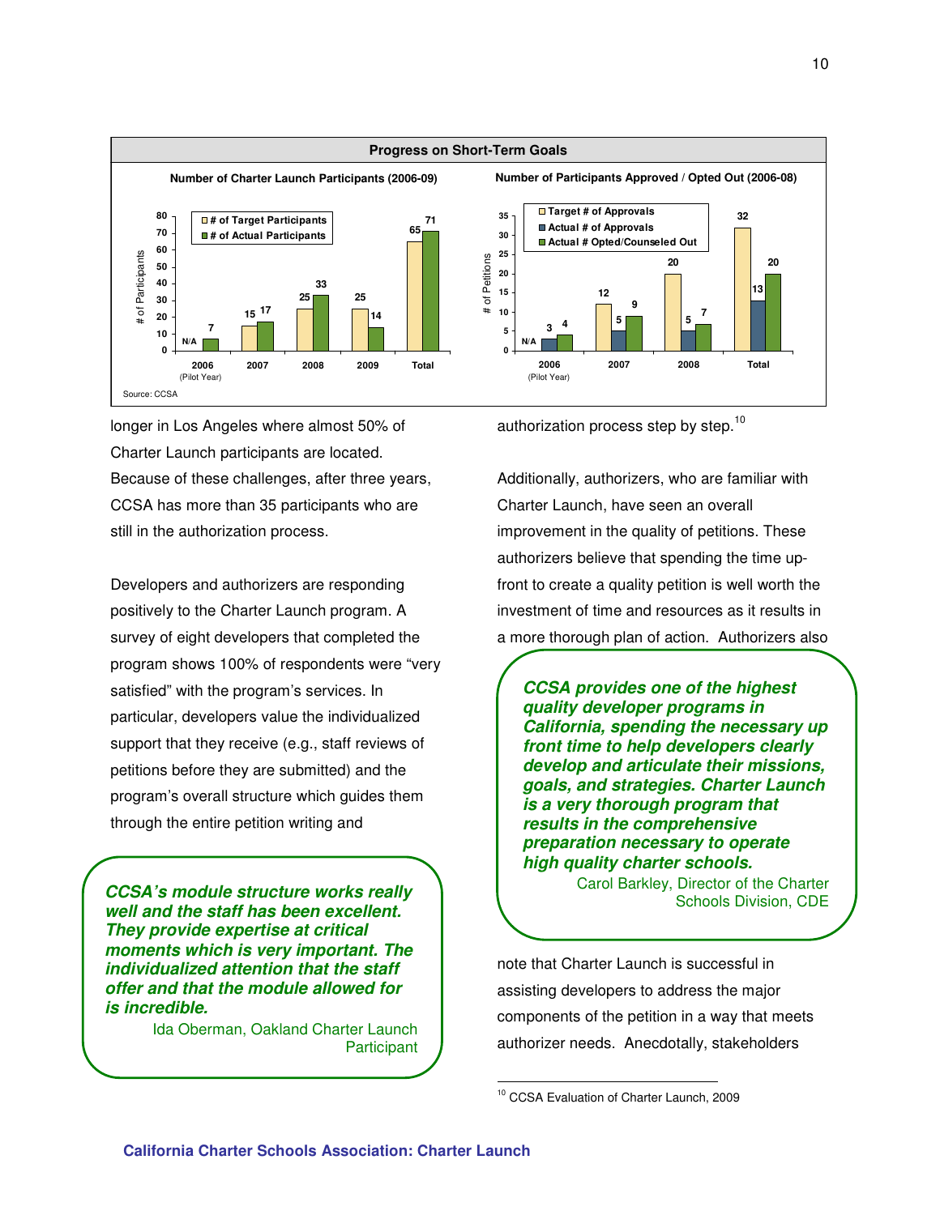**Progress on Short-Term Goals**

**Number of Charter Launch Participants (2006-09)**

| Year | # of Target Participants | # of Actual Participants |
|---|---|---|
| 2006 (Pilot Year) | N/A | 7 |
| 2007 | 15 | 17 |
| 2008 | 25 | 33 |
| 2009 | 25 | 14 |
| Total | 65 | 71 |

**Number of Participants Approved / Opted Out (2006-08)**

| Year | Target # of Approvals | Actual # of Approvals | Actual # Opted/Counseled Out |
|---|---|---|---|
| 2006 (Pilot Year) | N/A | 3 | 4 |
| 2007 | 12 | 5 | 9 |
| 2008 | 20 | 5 | 7 |
| Total | 32 | 13 | 20 |

Source: CCSA

longer in Los Angeles where almost 50% of Charter Launch participants are located. Because of these challenges, after three years, CCSA has more than 35 participants who are still in the authorization process.

Developers and authorizers are responding positively to the Charter Launch program. A survey of eight developers that completed the program shows 100% of respondents were "very satisfied" with the program's services. In particular, developers value the individualized support that they receive (e.g., staff reviews of petitions before they are submitted) and the program's overall structure which guides them through the entire petition writing and authorization process step by step.[10]

> ***CCSA's module structure works really well and the staff has been excellent. They provide expertise at critical moments which is very important. The individualized attention that the staff offer and that the module allowed for is incredible.***
>
> Ida Oberman, Oakland Charter Launch Participant

Additionally, authorizers, who are familiar with Charter Launch, have seen an overall improvement in the quality of petitions. These authorizers believe that spending the time up-front to create a quality petition is well worth the investment of time and resources as it results in a more thorough plan of action. Authorizers also note that Charter Launch is successful in assisting developers to address the major components of the petition in a way that meets authorizer needs. Anecdotally, stakeholders

> ***CCSA provides one of the highest quality developer programs in California, spending the necessary up front time to help developers clearly develop and articulate their missions, goals, and strategies. Charter Launch is a very thorough program that results in the comprehensive preparation necessary to operate high quality charter schools.***
>
> Carol Barkley, Director of the Charter Schools Division, CDE

[10] CCSA Evaluation of Charter Launch, 2009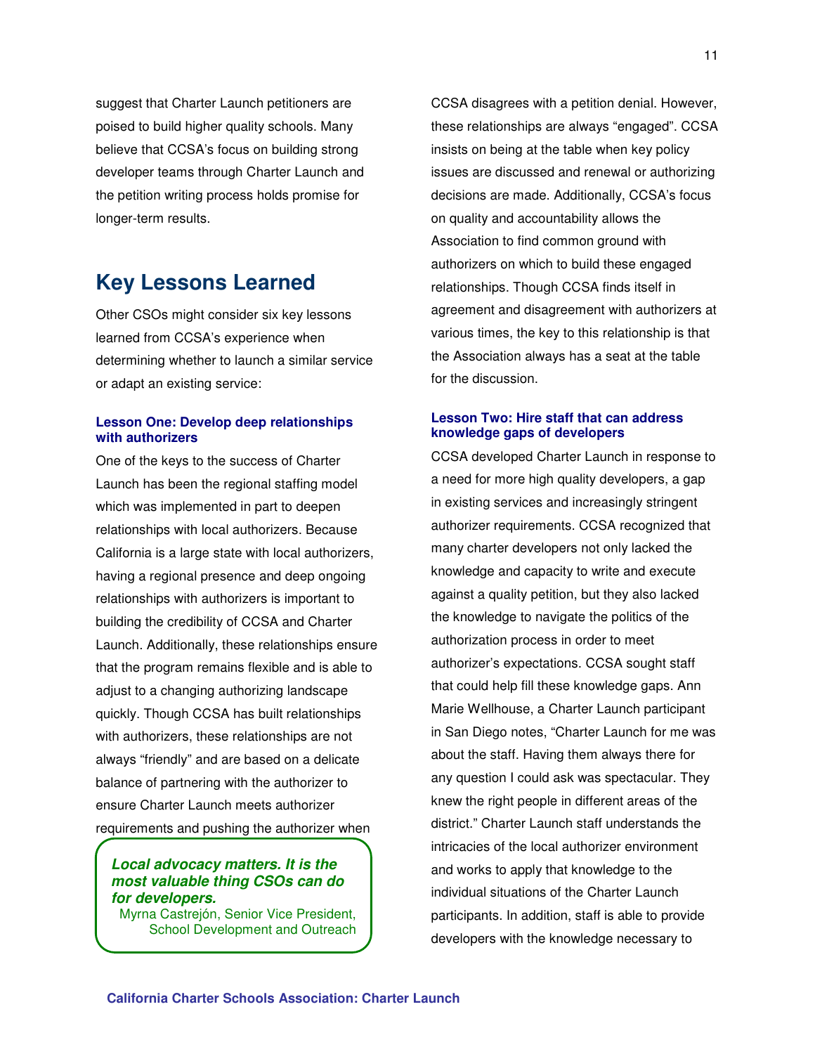suggest that Charter Launch petitioners are poised to build higher quality schools. Many believe that CCSA's focus on building strong developer teams through Charter Launch and the petition writing process holds promise for longer-term results.

## Key Lessons Learned

Other CSOs might consider six key lessons learned from CCSA's experience when determining whether to launch a similar service or adapt an existing service:

### Lesson One: Develop deep relationships with authorizers

One of the keys to the success of Charter Launch has been the regional staffing model which was implemented in part to deepen relationships with local authorizers. Because California is a large state with local authorizers, having a regional presence and deep ongoing relationships with authorizers is important to building the credibility of CCSA and Charter Launch. Additionally, these relationships ensure that the program remains flexible and is able to adjust to a changing authorizing landscape quickly. Though CCSA has built relationships with authorizers, these relationships are not always "friendly" and are based on a delicate balance of partnering with the authorizer to ensure Charter Launch meets authorizer requirements and pushing the authorizer when CCSA disagrees with a petition denial. However, these relationships are always "engaged". CCSA insists on being at the table when key policy issues are discussed and renewal or authorizing decisions are made. Additionally, CCSA's focus on quality and accountability allows the Association to find common ground with authorizers on which to build these engaged relationships. Though CCSA finds itself in agreement and disagreement with authorizers at various times, the key to this relationship is that the Association always has a seat at the table for the discussion.

> ***Local advocacy matters. It is the most valuable thing CSOs can do for developers.***
> Myrna Castrejón, Senior Vice President, School Development and Outreach

### Lesson Two: Hire staff that can address knowledge gaps of developers

CCSA developed Charter Launch in response to a need for more high quality developers, a gap in existing services and increasingly stringent authorizer requirements. CCSA recognized that many charter developers not only lacked the knowledge and capacity to write and execute against a quality petition, but they also lacked the knowledge to navigate the politics of the authorization process in order to meet authorizer's expectations. CCSA sought staff that could help fill these knowledge gaps. Ann Marie Wellhouse, a Charter Launch participant in San Diego notes, "Charter Launch for me was about the staff. Having them always there for any question I could ask was spectacular. They knew the right people in different areas of the district." Charter Launch staff understands the intricacies of the local authorizer environment and works to apply that knowledge to the individual situations of the Charter Launch participants. In addition, staff is able to provide developers with the knowledge necessary to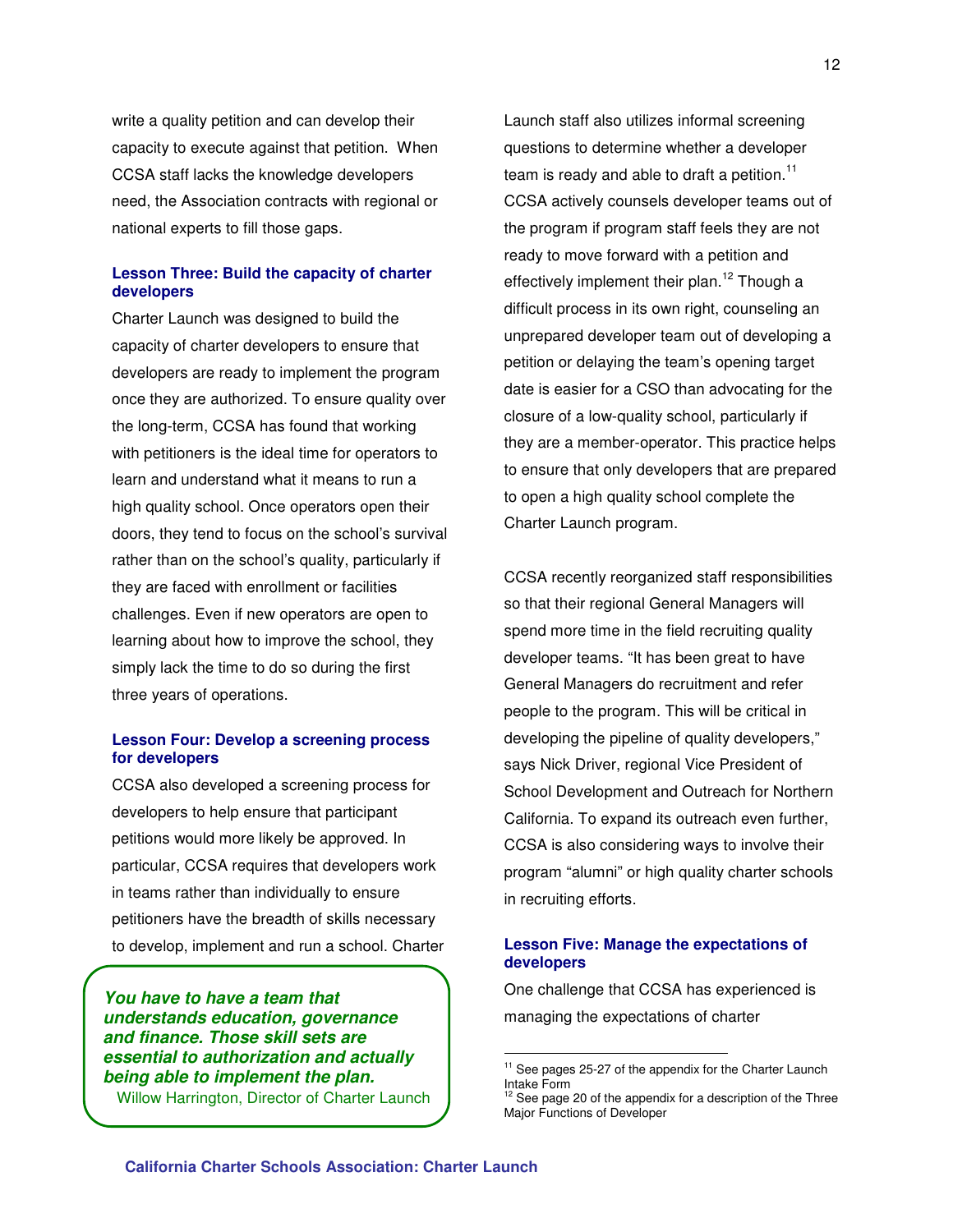write a quality petition and can develop their capacity to execute against that petition. When CCSA staff lacks the knowledge developers need, the Association contracts with regional or national experts to fill those gaps.

### Lesson Three: Build the capacity of charter developers

Charter Launch was designed to build the capacity of charter developers to ensure that developers are ready to implement the program once they are authorized. To ensure quality over the long-term, CCSA has found that working with petitioners is the ideal time for operators to learn and understand what it means to run a high quality school. Once operators open their doors, they tend to focus on the school's survival rather than on the school's quality, particularly if they are faced with enrollment or facilities challenges. Even if new operators are open to learning about how to improve the school, they simply lack the time to do so during the first three years of operations.

### Lesson Four: Develop a screening process for developers

CCSA also developed a screening process for developers to help ensure that participant petitions would more likely be approved. In particular, CCSA requires that developers work in teams rather than individually to ensure petitioners have the breadth of skills necessary to develop, implement and run a school. Charter Launch staff also utilizes informal screening questions to determine whether a developer team is ready and able to draft a petition.[11] CCSA actively counsels developer teams out of the program if program staff feels they are not ready to move forward with a petition and effectively implement their plan.[12] Though a difficult process in its own right, counseling an unprepared developer team out of developing a petition or delaying the team's opening target date is easier for a CSO than advocating for the closure of a low-quality school, particularly if they are a member-operator. This practice helps to ensure that only developers that are prepared to open a high quality school complete the Charter Launch program.

> ***You have to have a team that understands education, governance and finance. Those skill sets are essential to authorization and actually being able to implement the plan.***
> Willow Harrington, Director of Charter Launch

CCSA recently reorganized staff responsibilities so that their regional General Managers will spend more time in the field recruiting quality developer teams. "It has been great to have General Managers do recruitment and refer people to the program. This will be critical in developing the pipeline of quality developers," says Nick Driver, regional Vice President of School Development and Outreach for Northern California. To expand its outreach even further, CCSA is also considering ways to involve their program "alumni" or high quality charter schools in recruiting efforts.

### Lesson Five: Manage the expectations of developers

One challenge that CCSA has experienced is managing the expectations of charter

---

[11] See pages 25-27 of the appendix for the Charter Launch Intake Form

[12] See page 20 of the appendix for a description of the Three Major Functions of Developer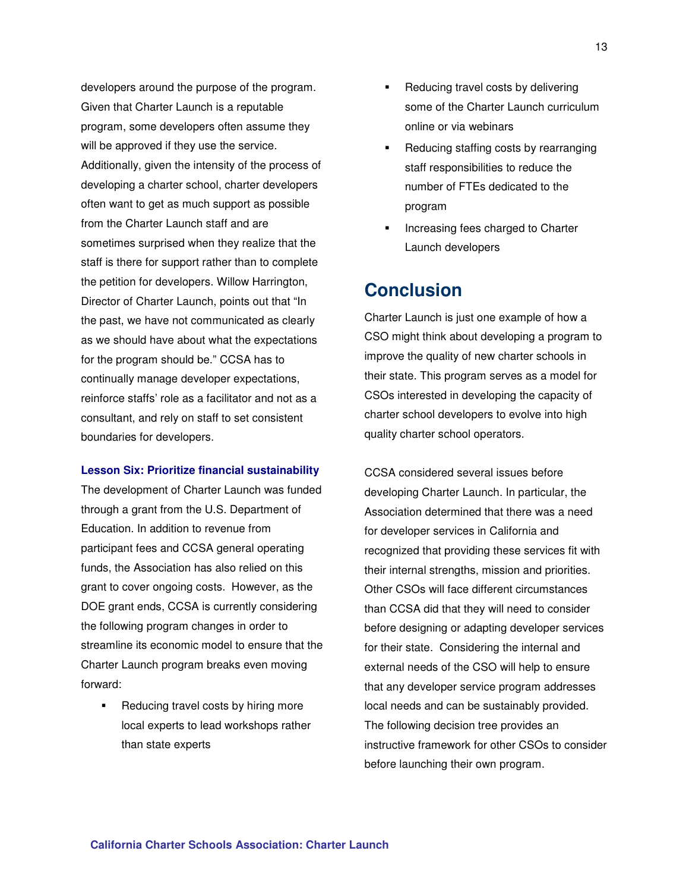developers around the purpose of the program. Given that Charter Launch is a reputable program, some developers often assume they will be approved if they use the service. Additionally, given the intensity of the process of developing a charter school, charter developers often want to get as much support as possible from the Charter Launch staff and are sometimes surprised when they realize that the staff is there for support rather than to complete the petition for developers. Willow Harrington, Director of Charter Launch, points out that "In the past, we have not communicated as clearly as we should have about what the expectations for the program should be." CCSA has to continually manage developer expectations, reinforce staffs' role as a facilitator and not as a consultant, and rely on staff to set consistent boundaries for developers.

**Lesson Six: Prioritize financial sustainability**

The development of Charter Launch was funded through a grant from the U.S. Department of Education. In addition to revenue from participant fees and CCSA general operating funds, the Association has also relied on this grant to cover ongoing costs. However, as the DOE grant ends, CCSA is currently considering the following program changes in order to streamline its economic model to ensure that the Charter Launch program breaks even moving forward:

- Reducing travel costs by hiring more local experts to lead workshops rather than state experts
- Reducing travel costs by delivering some of the Charter Launch curriculum online or via webinars
- Reducing staffing costs by rearranging staff responsibilities to reduce the number of FTEs dedicated to the program
- Increasing fees charged to Charter Launch developers

## Conclusion

Charter Launch is just one example of how a CSO might think about developing a program to improve the quality of new charter schools in their state. This program serves as a model for CSOs interested in developing the capacity of charter school developers to evolve into high quality charter school operators.

CCSA considered several issues before developing Charter Launch. In particular, the Association determined that there was a need for developer services in California and recognized that providing these services fit with their internal strengths, mission and priorities. Other CSOs will face different circumstances than CCSA did that they will need to consider before designing or adapting developer services for their state. Considering the internal and external needs of the CSO will help to ensure that any developer service program addresses local needs and can be sustainably provided. The following decision tree provides an instructive framework for other CSOs to consider before launching their own program.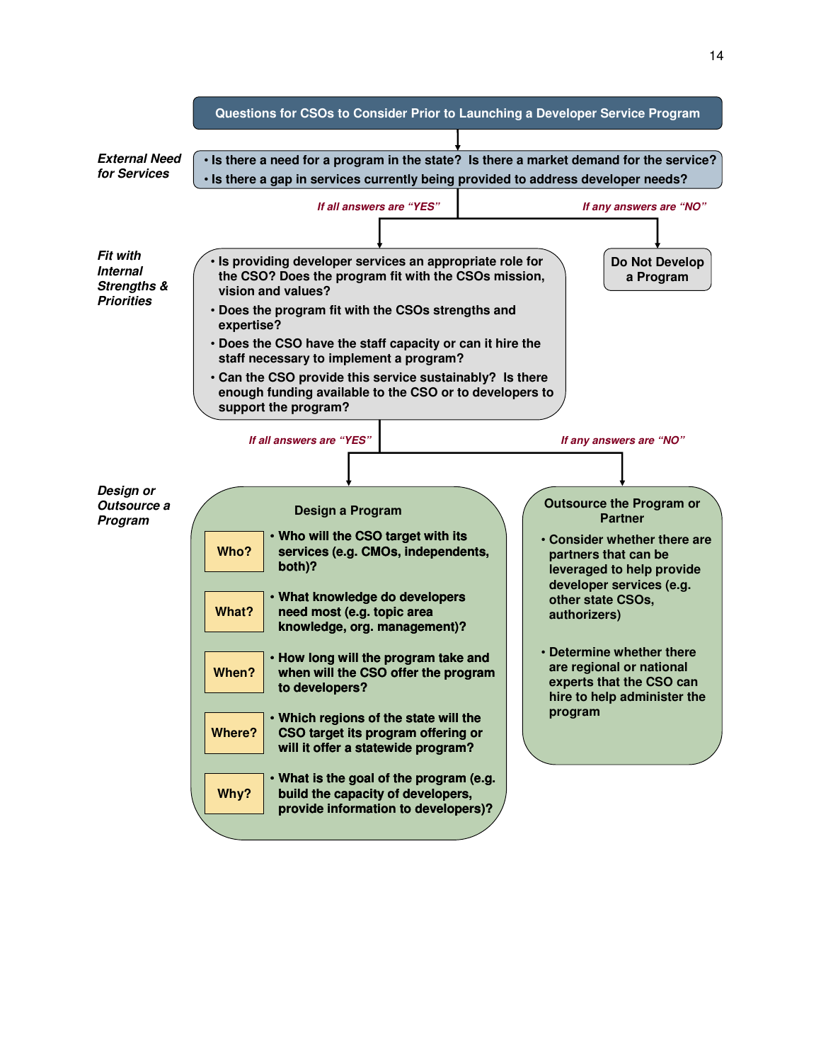## Questions for CSOs to Consider Prior to Launching a Developer Service Program

***External Need for Services***

- Is there a need for a program in the state? Is there a market demand for the service?
- Is there a gap in services currently being provided to address developer needs?

*If all answers are "YES"* → Fit with Internal Strengths & Priorities

*If any answers are "NO"* → **Do Not Develop a Program**

***Fit with Internal Strengths & Priorities***

- Is providing developer services an appropriate role for the CSO? Does the program fit with the CSOs mission, vision and values?
- Does the program fit with the CSOs strengths and expertise?
- Does the CSO have the staff capacity or can it hire the staff necessary to implement a program?
- Can the CSO provide this service sustainably? Is there enough funding available to the CSO or to developers to support the program?

*If all answers are "YES"* → Design a Program

*If any answers are "NO"* → Outsource the Program or Partner

***Design or Outsource a Program***

**Design a Program**

| | |
|---|---|
| **Who?** | Who will the CSO target with its services (e.g. CMOs, independents, both)? |
| **What?** | What knowledge do developers need most (e.g. topic area knowledge, org. management)? |
| **When?** | How long will the program take and when will the CSO offer the program to developers? |
| **Where?** | Which regions of the state will the CSO target its program offering or will it offer a statewide program? |
| **Why?** | What is the goal of the program (e.g. build the capacity of developers, provide information to developers)? |

**Outsource the Program or Partner**

- Consider whether there are partners that can be leveraged to help provide developer services (e.g. other state CSOs, authorizers)
- Determine whether there are regional or national experts that the CSO can hire to help administer the program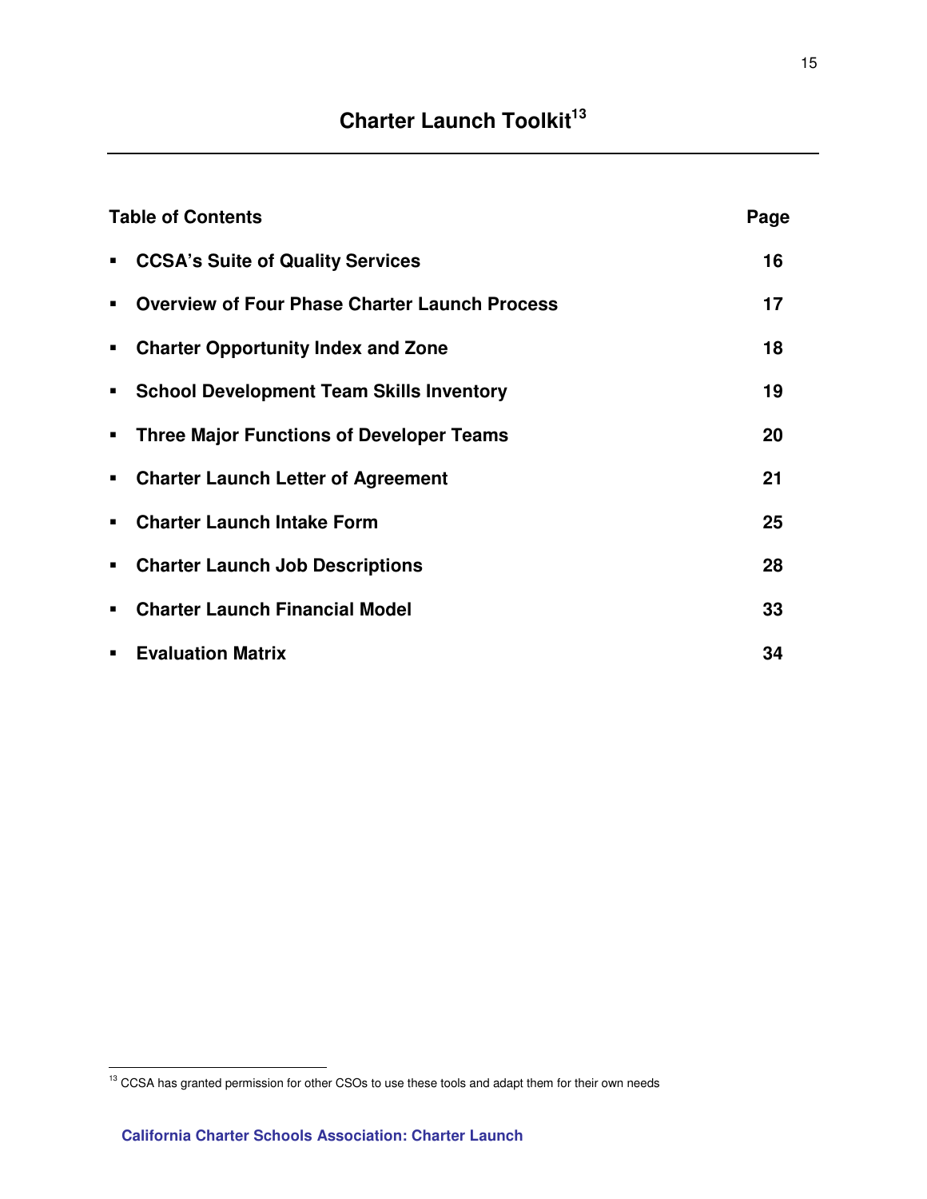# Charter Launch Toolkit[13]

| Table of Contents | Page |
|---|---|
| ▪ **CCSA's Suite of Quality Services** | **16** |
| ▪ **Overview of Four Phase Charter Launch Process** | **17** |
| ▪ **Charter Opportunity Index and Zone** | **18** |
| ▪ **School Development Team Skills Inventory** | **19** |
| ▪ **Three Major Functions of Developer Teams** | **20** |
| ▪ **Charter Launch Letter of Agreement** | **21** |
| ▪ **Charter Launch Intake Form** | **25** |
| ▪ **Charter Launch Job Descriptions** | **28** |
| ▪ **Charter Launch Financial Model** | **33** |
| ▪ **Evaluation Matrix** | **34** |

[13] CCSA has granted permission for other CSOs to use these tools and adapt them for their own needs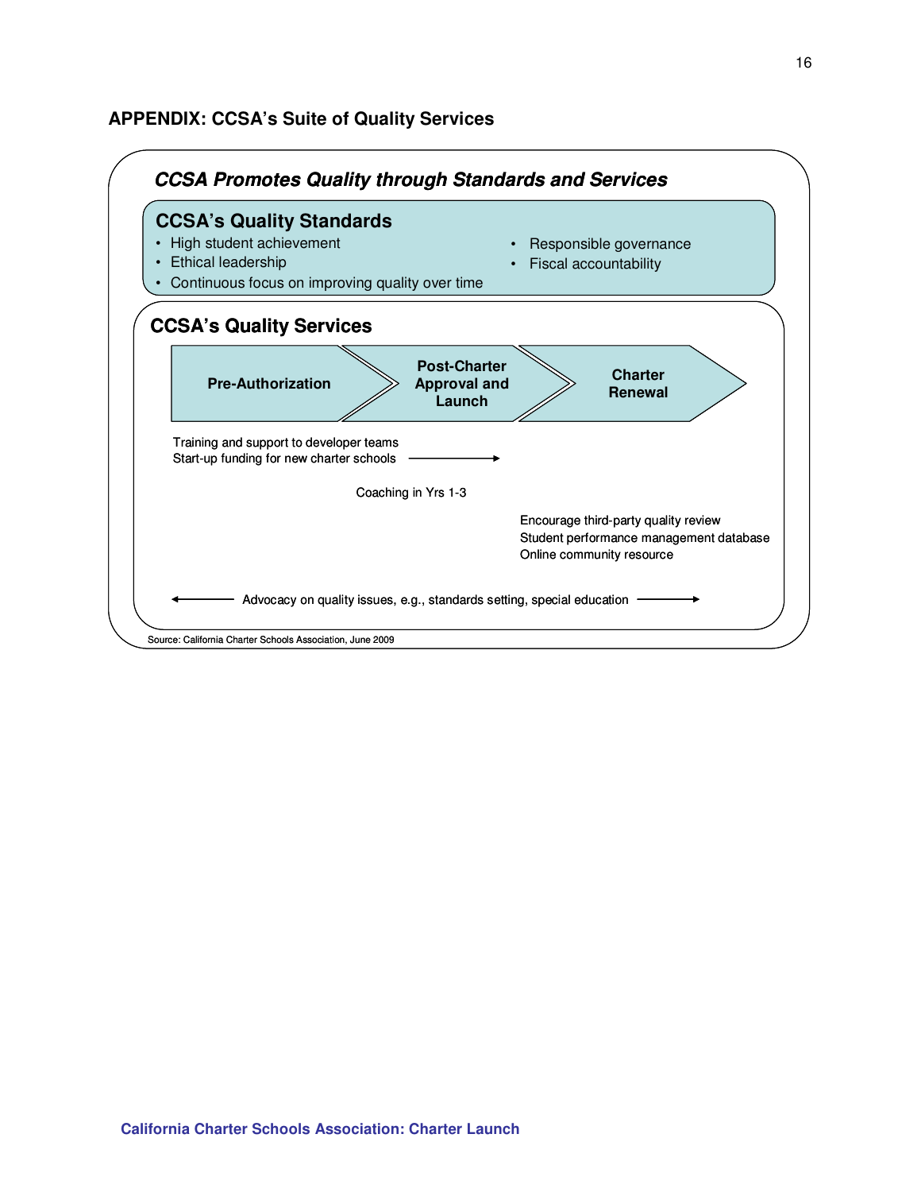## APPENDIX: CCSA's Suite of Quality Services

***CCSA Promotes Quality through Standards and Services***

### CCSA's Quality Standards

- High student achievement
- Ethical leadership
- Continuous focus on improving quality over time
- Responsible governance
- Fiscal accountability

### CCSA's Quality Services

**Pre-Authorization** → **Post-Charter Approval and Launch** → **Charter Renewal**

Training and support to developer teams
Start-up funding for new charter schools →

Coaching in Yrs 1-3

Encourage third-party quality review
Student performance management database
Online community resource

← Advocacy on quality issues, e.g., standards setting, special education →

Source: California Charter Schools Association, June 2009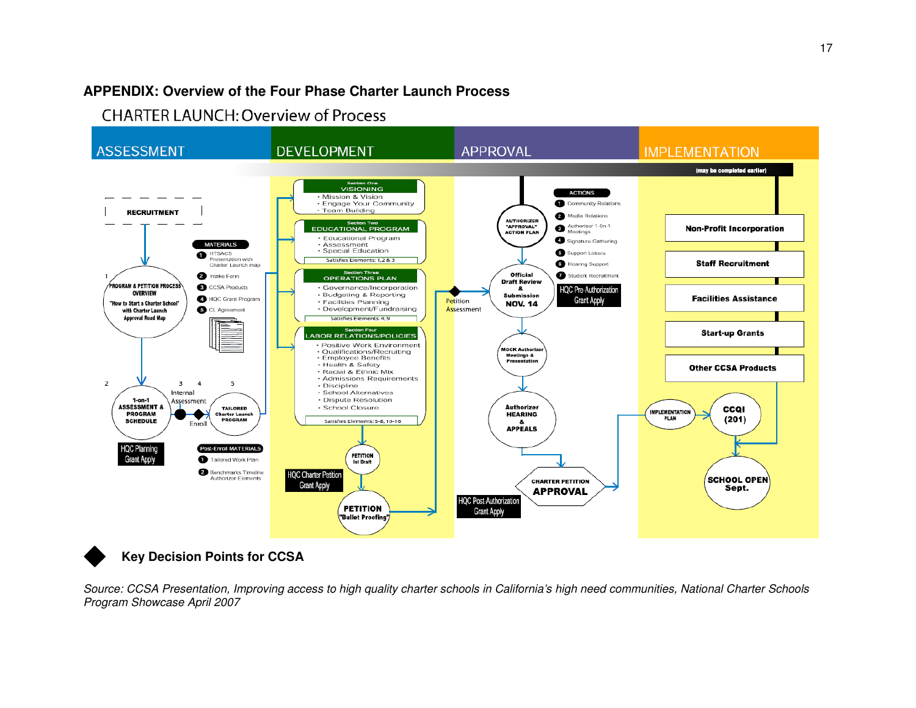### APPENDIX: Overview of the Four Phase Charter Launch Process

CHARTER LAUNCH: Overview of Process

**ASSESSMENT**

RECRUITMENT

1. PROGRAM & PETITION PROCESS OVERVIEW — "How to Start a Charter School" with Charter Launch Approval Road Map

MATERIALS
1. HTSACS Presentation with Charter Launch map
2. Intake Form
3. CCSA Products
4. HQC Grant Program
5. CL Agreement

2. 1-on-1 ASSESSMENT & PROGRAM SCHEDULE
3. Internal Assessment
4. Enroll
5. TAILORED Charter Launch PROGRAM

HQC Planning Grant Apply

Post-Enroll MATERIALS
1. Tailored Work Plan
2. Benchmarks Timeline Authorizer Elements

**DEVELOPMENT**

Section One — VISIONING
- Mission & Vision
- Engage Your Community
- Team Building

Section Two — EDUCATIONAL PROGRAM
- Educational Program
- Assessment
- Special Education

Satisfies Elements: 1,2 & 3

Section Three — OPERATIONS PLAN
- Governance/Incorporation
- Budgeting & Reporting
- Facilities Planning
- Development/Fundraising

Satisfies Elements: 4,9

Section Four — LABOR RELATIONS/POLICIES
- Positive Work Environment
- Qualifications/Recruiting
- Employee Benefits
- Health & Safety
- Racial & Ethnic Mix
- Admissions Requirements
- Discipline
- School Alternatives
- Dispute Resolution
- School Closure

Satisfies Elements: 5-8, 10-16

PETITION 1st Draft

HQC Charter Petition Grant Apply

PETITION "Bullet Proofing"

**APPROVAL**

Petition Assessment

AUTHORIZER "APPROVAL" ACTION PLAN

ACTIONS
1. Community Relations
2. Media Relations
3. Authorizer 1-on-1 Meetings
4. Signature Gathering
5. Support Letters
6. Hearing Support
7. Student Recruitment

Official Draft Review & Submission NOV. 14

HQC Pre-Authorization Grant Apply

MOCK Authorizer Meetings & Presentation

Authorizer HEARING & APPEALS

CHARTER PETITION APPROVAL

HQC Post-Authorization Grant Apply

**IMPLEMENTATION**

(may be completed earlier)

- Non-Profit Incorporation
- Staff Recruitment
- Facilities Assistance
- Start-up Grants
- Other CCSA Products

IMPLEMENTATION PLAN

CCQI (201)

SCHOOL OPEN Sept.

◆ **Key Decision Points for CCSA**

*Source: CCSA Presentation, Improving access to high quality charter schools in California's high need communities, National Charter Schools Program Showcase April 2007*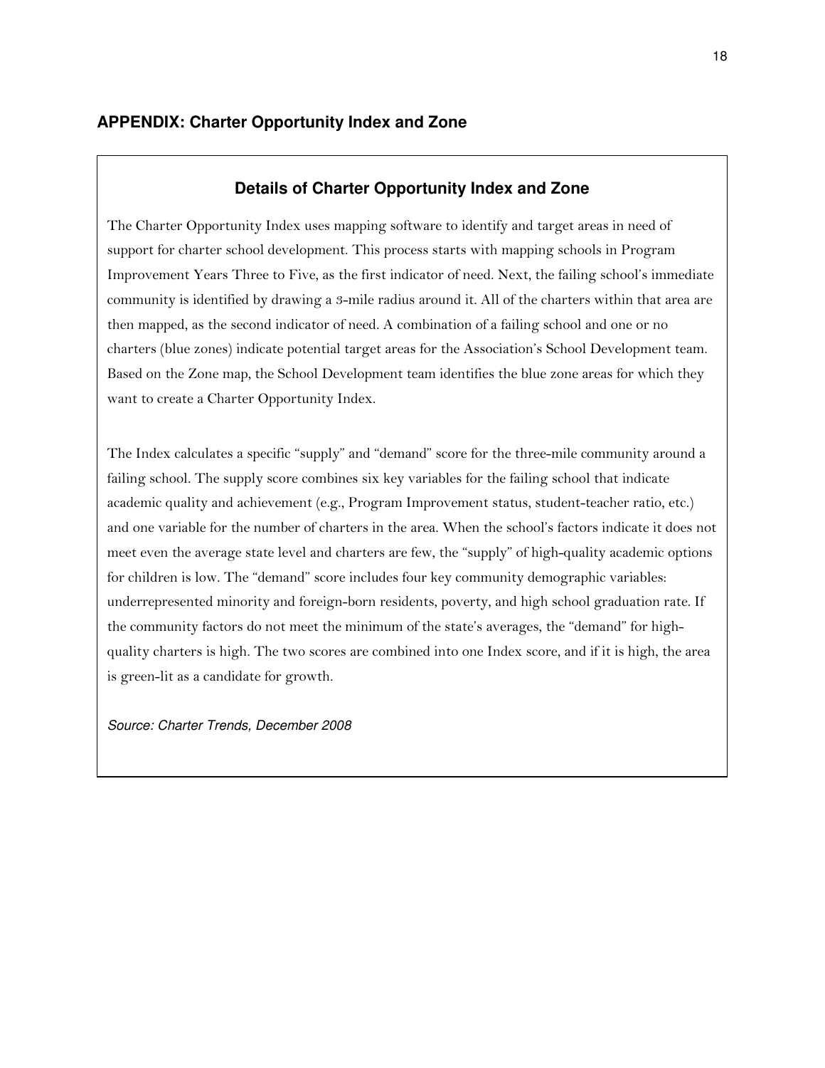## APPENDIX: Charter Opportunity Index and Zone

### Details of Charter Opportunity Index and Zone

The Charter Opportunity Index uses mapping software to identify and target areas in need of support for charter school development. This process starts with mapping schools in Program Improvement Years Three to Five, as the first indicator of need. Next, the failing school's immediate community is identified by drawing a 3-mile radius around it. All of the charters within that area are then mapped, as the second indicator of need. A combination of a failing school and one or no charters (blue zones) indicate potential target areas for the Association's School Development team. Based on the Zone map, the School Development team identifies the blue zone areas for which they want to create a Charter Opportunity Index.

The Index calculates a specific "supply" and "demand" score for the three-mile community around a failing school. The supply score combines six key variables for the failing school that indicate academic quality and achievement (e.g., Program Improvement status, student-teacher ratio, etc.) and one variable for the number of charters in the area. When the school's factors indicate it does not meet even the average state level and charters are few, the "supply" of high-quality academic options for children is low. The "demand" score includes four key community demographic variables: underrepresented minority and foreign-born residents, poverty, and high school graduation rate. If the community factors do not meet the minimum of the state's averages, the "demand" for high-quality charters is high. The two scores are combined into one Index score, and if it is high, the area is green-lit as a candidate for growth.

*Source: Charter Trends, December 2008*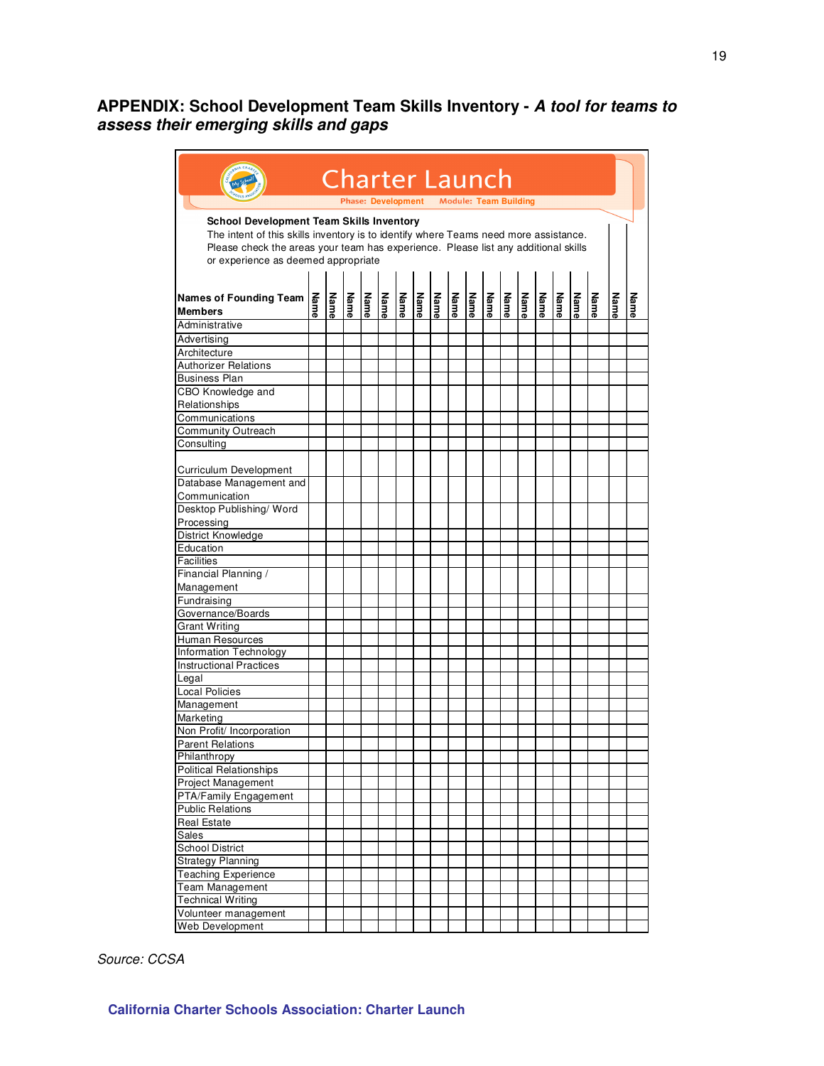**APPENDIX: School Development Team Skills Inventory - *A tool for teams to assess their emerging skills and gaps***

Charter Launch

Phase: Development Module: Team Building

**School Development Team Skills Inventory**

The intent of this skills inventory is to identify where Teams need more assistance. Please check the areas your team has experience. Please list any additional skills or experience as deemed appropriate

| **Names of Founding Team Members** | **Name** | **Name** | **Name** | **Name** | **Name** | **Name** | **Name** | **Name** | **Name** | **Name** | **Name** | **Name** | **Name** | **Name** | **Name** | **Name** | **Name** | **Name** | **Name** |
|---|---|---|---|---|---|---|---|---|---|---|---|---|---|---|---|---|---|---|---|
| Administrative | | | | | | | | | | | | | | | | | | | |
| Advertising | | | | | | | | | | | | | | | | | | | |
| Architecture | | | | | | | | | | | | | | | | | | | |
| Authorizer Relations | | | | | | | | | | | | | | | | | | | |
| Business Plan | | | | | | | | | | | | | | | | | | | |
| CBO Knowledge and Relationships | | | | | | | | | | | | | | | | | | | |
| Communications | | | | | | | | | | | | | | | | | | | |
| Community Outreach | | | | | | | | | | | | | | | | | | | |
| Consulting | | | | | | | | | | | | | | | | | | | |
| Curriculum Development | | | | | | | | | | | | | | | | | | | |
| Database Management and Communication | | | | | | | | | | | | | | | | | | | |
| Desktop Publishing/ Word Processing | | | | | | | | | | | | | | | | | | | |
| District Knowledge | | | | | | | | | | | | | | | | | | | |
| Education | | | | | | | | | | | | | | | | | | | |
| Facilities | | | | | | | | | | | | | | | | | | | |
| Financial Planning / Management | | | | | | | | | | | | | | | | | | | |
| Fundraising | | | | | | | | | | | | | | | | | | | |
| Governance/Boards | | | | | | | | | | | | | | | | | | | |
| Grant Writing | | | | | | | | | | | | | | | | | | | |
| Human Resources | | | | | | | | | | | | | | | | | | | |
| Information Technology | | | | | | | | | | | | | | | | | | | |
| Instructional Practices | | | | | | | | | | | | | | | | | | | |
| Legal | | | | | | | | | | | | | | | | | | | |
| Local Policies | | | | | | | | | | | | | | | | | | | |
| Management | | | | | | | | | | | | | | | | | | | |
| Marketing | | | | | | | | | | | | | | | | | | | |
| Non Profit/ Incorporation | | | | | | | | | | | | | | | | | | | |
| Parent Relations | | | | | | | | | | | | | | | | | | | |
| Philanthropy | | | | | | | | | | | | | | | | | | | |
| Political Relationships | | | | | | | | | | | | | | | | | | | |
| Project Management | | | | | | | | | | | | | | | | | | | |
| PTA/Family Engagement | | | | | | | | | | | | | | | | | | | |
| Public Relations | | | | | | | | | | | | | | | | | | | |
| Real Estate | | | | | | | | | | | | | | | | | | | |
| Sales | | | | | | | | | | | | | | | | | | | |
| School District | | | | | | | | | | | | | | | | | | | |
| Strategy Planning | | | | | | | | | | | | | | | | | | | |
| Teaching Experience | | | | | | | | | | | | | | | | | | | |
| Team Management | | | | | | | | | | | | | | | | | | | |
| Technical Writing | | | | | | | | | | | | | | | | | | | |
| Volunteer management | | | | | | | | | | | | | | | | | | | |
| Web Development | | | | | | | | | | | | | | | | | | | |

*Source: CCSA*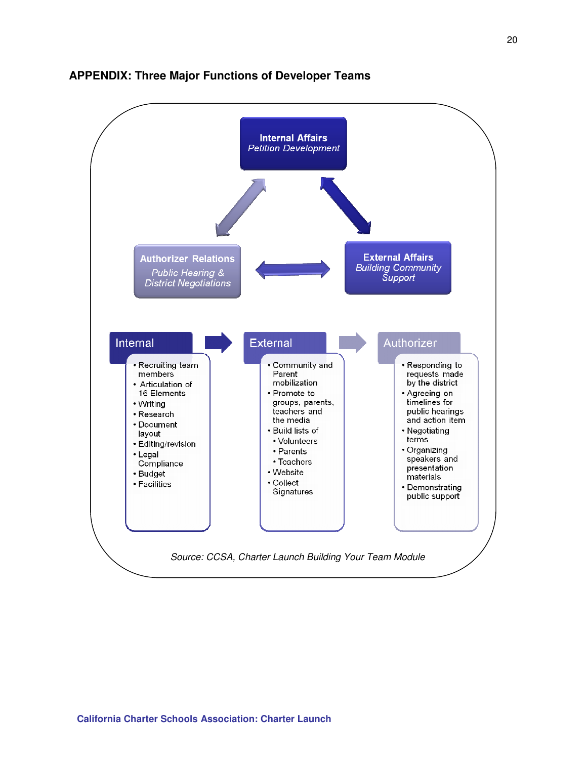## APPENDIX: Three Major Functions of Developer Teams

**Internal Affairs**
*Petition Development*

**Authorizer Relations**
*Public Hearing & District Negotiations*

**External Affairs**
*Building Community Support*

**Internal**

- Recruiting team members
- Articulation of 16 Elements
- Writing
- Research
- Document layout
- Editing/revision
- Legal Compliance
- Budget
- Facilities

**External**

- Community and Parent mobilization
- Promote to groups, parents, teachers and the media
- Build lists of
  - Volunteers
  - Parents
  - Teachers
- Website
- Collect Signatures

**Authorizer**

- Responding to requests made by the district
- Agreeing on timelines for public hearings and action item
- Negotiating terms
- Organizing speakers and presentation materials
- Demonstrating public support

*Source: CCSA, Charter Launch Building Your Team Module*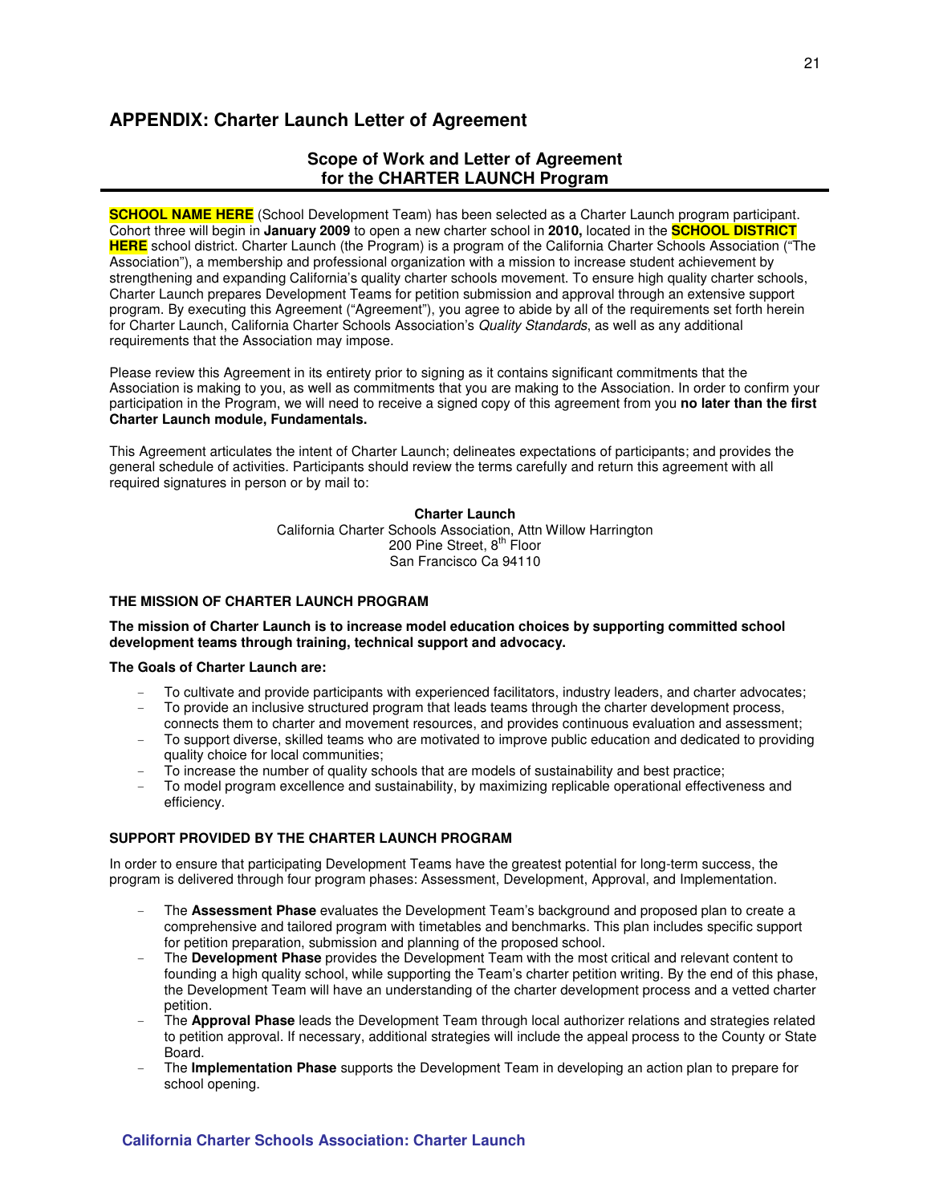## APPENDIX: Charter Launch Letter of Agreement

### Scope of Work and Letter of Agreement for the CHARTER LAUNCH Program

**SCHOOL NAME HERE** (School Development Team) has been selected as a Charter Launch program participant. Cohort three will begin in **January 2009** to open a new charter school in **2010,** located in the **SCHOOL DISTRICT HERE** school district. Charter Launch (the Program) is a program of the California Charter Schools Association ("The Association"), a membership and professional organization with a mission to increase student achievement by strengthening and expanding California's quality charter schools movement. To ensure high quality charter schools, Charter Launch prepares Development Teams for petition submission and approval through an extensive support program. By executing this Agreement ("Agreement"), you agree to abide by all of the requirements set forth herein for Charter Launch, California Charter Schools Association's *Quality Standards*, as well as any additional requirements that the Association may impose.

Please review this Agreement in its entirety prior to signing as it contains significant commitments that the Association is making to you, as well as commitments that you are making to the Association. In order to confirm your participation in the Program, we will need to receive a signed copy of this agreement from you **no later than the first Charter Launch module, Fundamentals.**

This Agreement articulates the intent of Charter Launch; delineates expectations of participants; and provides the general schedule of activities. Participants should review the terms carefully and return this agreement with all required signatures in person or by mail to:

**Charter Launch**
California Charter Schools Association, Attn Willow Harrington
200 Pine Street, 8th Floor
San Francisco Ca 94110

#### THE MISSION OF CHARTER LAUNCH PROGRAM

**The mission of Charter Launch is to increase model education choices by supporting committed school development teams through training, technical support and advocacy.**

**The Goals of Charter Launch are:**

- To cultivate and provide participants with experienced facilitators, industry leaders, and charter advocates;
- To provide an inclusive structured program that leads teams through the charter development process, connects them to charter and movement resources, and provides continuous evaluation and assessment;
- To support diverse, skilled teams who are motivated to improve public education and dedicated to providing quality choice for local communities;
- To increase the number of quality schools that are models of sustainability and best practice;
- To model program excellence and sustainability, by maximizing replicable operational effectiveness and efficiency.

#### SUPPORT PROVIDED BY THE CHARTER LAUNCH PROGRAM

In order to ensure that participating Development Teams have the greatest potential for long-term success, the program is delivered through four program phases: Assessment, Development, Approval, and Implementation.

- The **Assessment Phase** evaluates the Development Team's background and proposed plan to create a comprehensive and tailored program with timetables and benchmarks. This plan includes specific support for petition preparation, submission and planning of the proposed school.
- The **Development Phase** provides the Development Team with the most critical and relevant content to founding a high quality school, while supporting the Team's charter petition writing. By the end of this phase, the Development Team will have an understanding of the charter development process and a vetted charter petition.
- The **Approval Phase** leads the Development Team through local authorizer relations and strategies related to petition approval. If necessary, additional strategies will include the appeal process to the County or State Board.
- The **Implementation Phase** supports the Development Team in developing an action plan to prepare for school opening.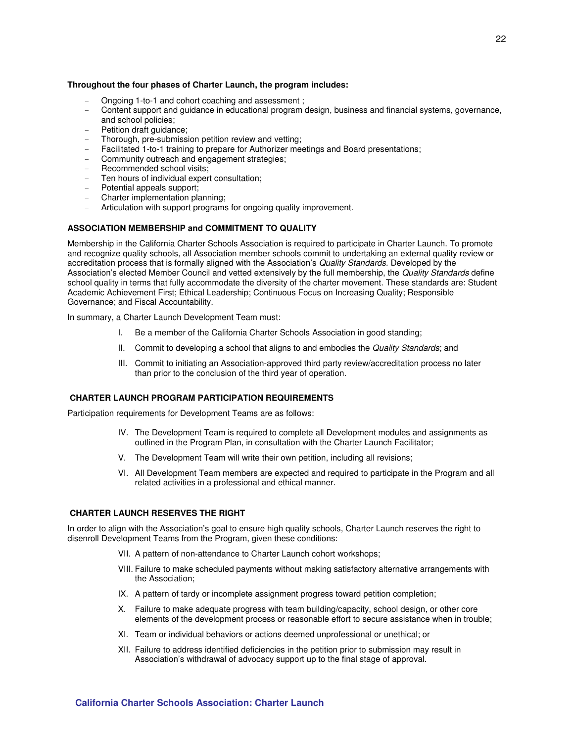**Throughout the four phases of Charter Launch, the program includes:**

- Ongoing 1-to-1 and cohort coaching and assessment ;
- Content support and guidance in educational program design, business and financial systems, governance, and school policies;
- Petition draft guidance;
- Thorough, pre-submission petition review and vetting;
- Facilitated 1-to-1 training to prepare for Authorizer meetings and Board presentations;
- Community outreach and engagement strategies;
- Recommended school visits;
- Ten hours of individual expert consultation;
- Potential appeals support;
- Charter implementation planning;
- Articulation with support programs for ongoing quality improvement.

### ASSOCIATION MEMBERSHIP and COMMITMENT TO QUALITY

Membership in the California Charter Schools Association is required to participate in Charter Launch. To promote and recognize quality schools, all Association member schools commit to undertaking an external quality review or accreditation process that is formally aligned with the Association's *Quality Standards.* Developed by the Association's elected Member Council and vetted extensively by the full membership, the *Quality Standards* define school quality in terms that fully accommodate the diversity of the charter movement. These standards are: Student Academic Achievement First; Ethical Leadership; Continuous Focus on Increasing Quality; Responsible Governance; and Fiscal Accountability.

In summary, a Charter Launch Development Team must:

I. Be a member of the California Charter Schools Association in good standing;

II. Commit to developing a school that aligns to and embodies the *Quality Standards*; and

III. Commit to initiating an Association-approved third party review/accreditation process no later than prior to the conclusion of the third year of operation.

### CHARTER LAUNCH PROGRAM PARTICIPATION REQUIREMENTS

Participation requirements for Development Teams are as follows:

IV. The Development Team is required to complete all Development modules and assignments as outlined in the Program Plan, in consultation with the Charter Launch Facilitator;

V. The Development Team will write their own petition, including all revisions;

VI. All Development Team members are expected and required to participate in the Program and all related activities in a professional and ethical manner.

### CHARTER LAUNCH RESERVES THE RIGHT

In order to align with the Association's goal to ensure high quality schools, Charter Launch reserves the right to disenroll Development Teams from the Program, given these conditions:

VII. A pattern of non-attendance to Charter Launch cohort workshops;

VIII. Failure to make scheduled payments without making satisfactory alternative arrangements with the Association;

IX. A pattern of tardy or incomplete assignment progress toward petition completion;

X. Failure to make adequate progress with team building/capacity, school design, or other core elements of the development process or reasonable effort to secure assistance when in trouble;

XI. Team or individual behaviors or actions deemed unprofessional or unethical; or

XII. Failure to address identified deficiencies in the petition prior to submission may result in Association's withdrawal of advocacy support up to the final stage of approval.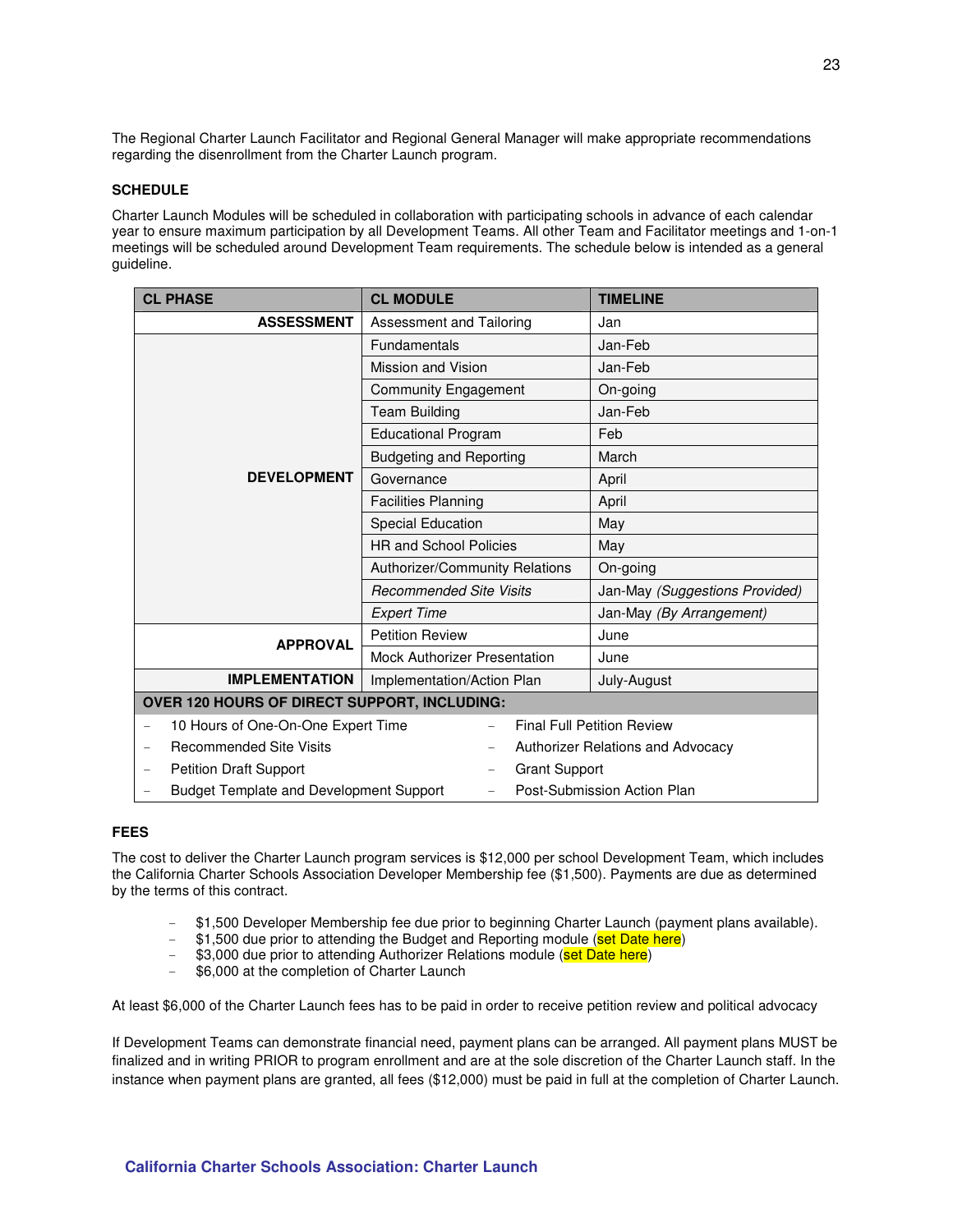The Regional Charter Launch Facilitator and Regional General Manager will make appropriate recommendations regarding the disenrollment from the Charter Launch program.

**SCHEDULE**

Charter Launch Modules will be scheduled in collaboration with participating schools in advance of each calendar year to ensure maximum participation by all Development Teams. All other Team and Facilitator meetings and 1-on-1 meetings will be scheduled around Development Team requirements. The schedule below is intended as a general guideline.

| CL PHASE | CL MODULE | TIMELINE |
|---|---|---|
| **ASSESSMENT** | Assessment and Tailoring | Jan |
| **DEVELOPMENT** | Fundamentals | Jan-Feb |
| | Mission and Vision | Jan-Feb |
| | Community Engagement | On-going |
| | Team Building | Jan-Feb |
| | Educational Program | Feb |
| | Budgeting and Reporting | March |
| | Governance | April |
| | Facilities Planning | April |
| | Special Education | May |
| | HR and School Policies | May |
| | Authorizer/Community Relations | On-going |
| | *Recommended Site Visits* | Jan-May *(Suggestions Provided)* |
| | *Expert Time* | Jan-May *(By Arrangement)* |
| **APPROVAL** | Petition Review | June |
| | Mock Authorizer Presentation | June |
| **IMPLEMENTATION** | Implementation/Action Plan | July-August |

**OVER 120 HOURS OF DIRECT SUPPORT, INCLUDING:**

- 10 Hours of One-On-One Expert Time
- Recommended Site Visits
- Petition Draft Support
- Budget Template and Development Support
- Final Full Petition Review
- Authorizer Relations and Advocacy
- Grant Support
- Post-Submission Action Plan

**FEES**

The cost to deliver the Charter Launch program services is $12,000 per school Development Team, which includes the California Charter Schools Association Developer Membership fee ($1,500). Payments are due as determined by the terms of this contract.

- $1,500 Developer Membership fee due prior to beginning Charter Launch (payment plans available).
- $1,500 due prior to attending the Budget and Reporting module (set Date here)
- $3,000 due prior to attending Authorizer Relations module (set Date here)
- $6,000 at the completion of Charter Launch

At least $6,000 of the Charter Launch fees has to be paid in order to receive petition review and political advocacy

If Development Teams can demonstrate financial need, payment plans can be arranged. All payment plans MUST be finalized and in writing PRIOR to program enrollment and are at the sole discretion of the Charter Launch staff. In the instance when payment plans are granted, all fees ($12,000) must be paid in full at the completion of Charter Launch.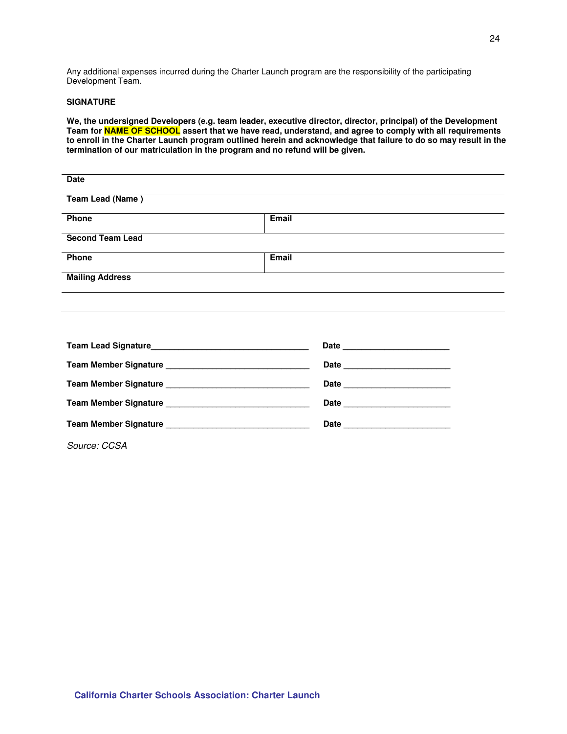Any additional expenses incurred during the Charter Launch program are the responsibility of the participating Development Team.

**SIGNATURE**

**We, the undersigned Developers (e.g. team leader, executive director, director, principal) of the Development Team for NAME OF SCHOOL assert that we have read, understand, and agree to comply with all requirements to enroll in the Charter Launch program outlined herein and acknowledge that failure to do so may result in the termination of our matriculation in the program and no refund will be given.**

| **Date** | |
|---|---|
| **Team Lead (Name )** | |
| **Phone** | **Email** |
| **Second Team Lead** | |
| **Phone** | **Email** |
| **Mailing Address** | |
| | |

**Team Lead Signature**_________________________________ **Date** ______________________

**Team Member Signature** _____________________________ **Date** ______________________

**Team Member Signature** _____________________________ **Date** ______________________

**Team Member Signature** _____________________________ **Date** ______________________

**Team Member Signature** _____________________________ **Date** ______________________

*Source: CCSA*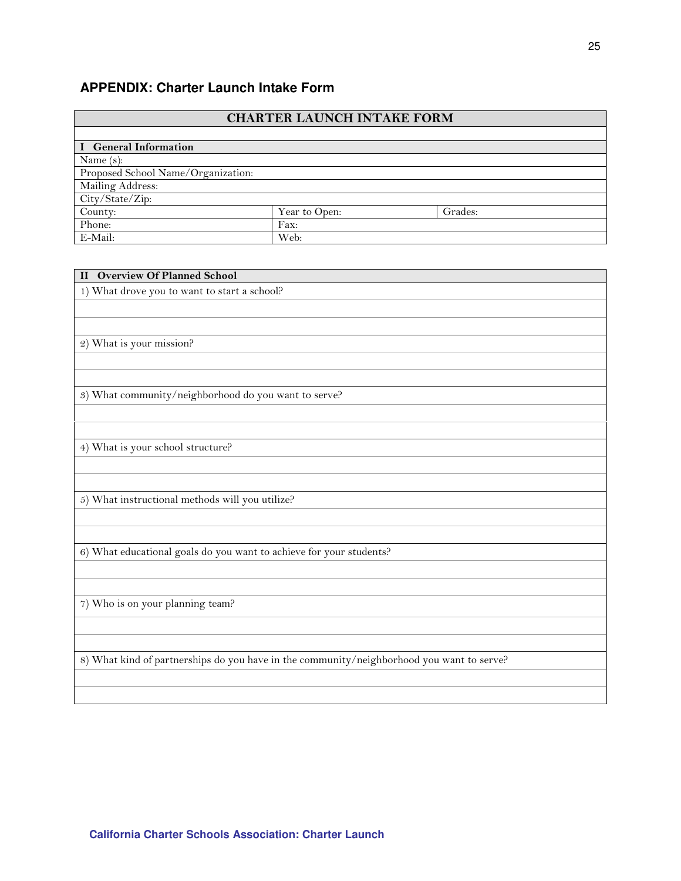## APPENDIX: Charter Launch Intake Form

| CHARTER LAUNCH INTAKE FORM | | |
|---|---|---|
| | | |
| **I General Information** | | |
| Name (s): | | |
| Proposed School Name/Organization: | | |
| Mailing Address: | | |
| City/State/Zip: | | |
| County: | Year to Open: | Grades: |
| Phone: | Fax: | |
| E-Mail: | Web: | |

| II Overview Of Planned School |
|---|
| 1) What drove you to want to start a school? |
| |
| |
| 2) What is your mission? |
| |
| |
| 3) What community/neighborhood do you want to serve? |
| |
| |
| 4) What is your school structure? |
| |
| |
| 5) What instructional methods will you utilize? |
| |
| |
| 6) What educational goals do you want to achieve for your students? |
| |
| |
| 7) Who is on your planning team? |
| |
| |
| 8) What kind of partnerships do you have in the community/neighborhood you want to serve? |
| |
| |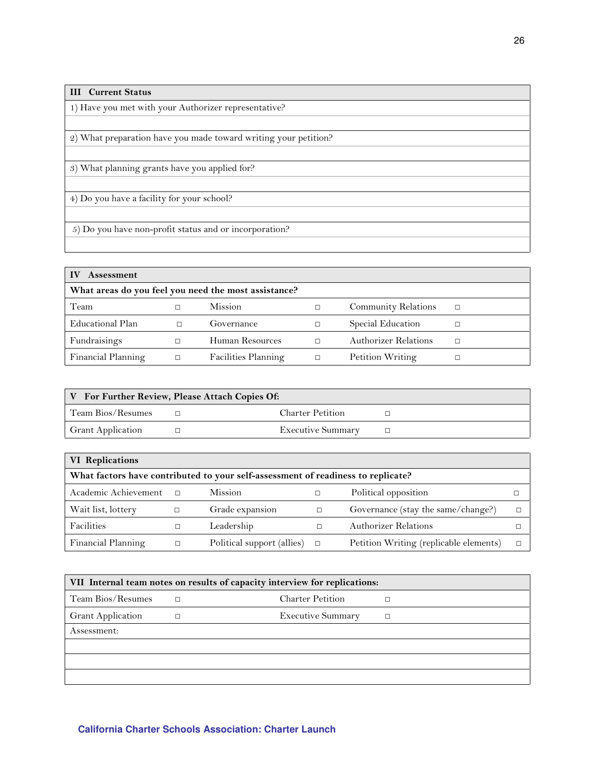| III Current Status |
|---|
| 1) Have you met with your Authorizer representative? |
| |
| 2) What preparation have you made toward writing your petition? |
| |
| 3) What planning grants have you applied for? |
| |
| 4) Do you have a facility for your school? |
| |
| 5) Do you have non-profit status and or incorporation? |
| |

| IV Assessment | | | | | |
|---|---|---|---|---|---|
| **What areas do you feel you need the most assistance?** | | | | | |
| Team | □ | Mission | □ | Community Relations | □ |
| Educational Plan | □ | Governance | □ | Special Education | □ |
| Fundraisings | □ | Human Resources | □ | Authorizer Relations | □ |
| Financial Planning | □ | Facilities Planning | □ | Petition Writing | □ |

| V For Further Review, Please Attach Copies Of: | | | |
|---|---|---|---|
| Team Bios/Resumes | □ | Charter Petition | □ |
| Grant Application | □ | Executive Summary | □ |

| VI Replications | | | | | |
|---|---|---|---|---|---|
| **What factors have contributed to your self-assessment of readiness to replicate?** | | | | | |
| Academic Achievement | □ | Mission | □ | Political opposition | □ |
| Wait list, lottery | □ | Grade expansion | □ | Governance (stay the same/change?) | □ |
| Facilities | □ | Leadership | □ | Authorizer Relations | □ |
| Financial Planning | □ | Political support (allies) | □ | Petition Writing (replicable elements) | □ |

| VII Internal team notes on results of capacity interview for replications: | | | |
|---|---|---|---|
| Team Bios/Resumes | □ | Charter Petition | □ |
| Grant Application | □ | Executive Summary | □ |
| Assessment: | | | |
| | | | |
| | | | |
| | | | |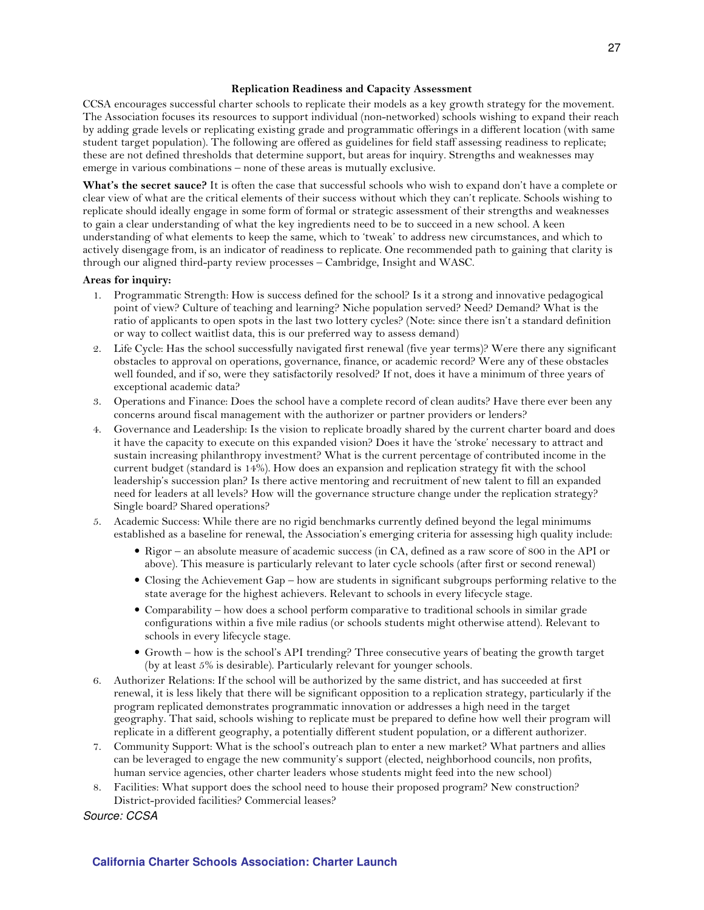### Replication Readiness and Capacity Assessment

CCSA encourages successful charter schools to replicate their models as a key growth strategy for the movement. The Association focuses its resources to support individual (non-networked) schools wishing to expand their reach by adding grade levels or replicating existing grade and programmatic offerings in a different location (with same student target population). The following are offered as guidelines for field staff assessing readiness to replicate; these are not defined thresholds that determine support, but areas for inquiry. Strengths and weaknesses may emerge in various combinations – none of these areas is mutually exclusive.

**What's the secret sauce?** It is often the case that successful schools who wish to expand don't have a complete or clear view of what are the critical elements of their success without which they can't replicate. Schools wishing to replicate should ideally engage in some form of formal or strategic assessment of their strengths and weaknesses to gain a clear understanding of what the key ingredients need to be to succeed in a new school. A keen understanding of what elements to keep the same, which to 'tweak' to address new circumstances, and which to actively disengage from, is an indicator of readiness to replicate. One recommended path to gaining that clarity is through our aligned third-party review processes – Cambridge, Insight and WASC.

**Areas for inquiry:**

1. Programmatic Strength: How is success defined for the school? Is it a strong and innovative pedagogical point of view? Culture of teaching and learning? Niche population served? Need? Demand? What is the ratio of applicants to open spots in the last two lottery cycles? (Note: since there isn't a standard definition or way to collect waitlist data, this is our preferred way to assess demand)
2. Life Cycle: Has the school successfully navigated first renewal (five year terms)? Were there any significant obstacles to approval on operations, governance, finance, or academic record? Were any of these obstacles well founded, and if so, were they satisfactorily resolved? If not, does it have a minimum of three years of exceptional academic data?
3. Operations and Finance: Does the school have a complete record of clean audits? Have there ever been any concerns around fiscal management with the authorizer or partner providers or lenders?
4. Governance and Leadership: Is the vision to replicate broadly shared by the current charter board and does it have the capacity to execute on this expanded vision? Does it have the 'stroke' necessary to attract and sustain increasing philanthropy investment? What is the current percentage of contributed income in the current budget (standard is 14%). How does an expansion and replication strategy fit with the school leadership's succession plan? Is there active mentoring and recruitment of new talent to fill an expanded need for leaders at all levels? How will the governance structure change under the replication strategy? Single board? Shared operations?
5. Academic Success: While there are no rigid benchmarks currently defined beyond the legal minimums established as a baseline for renewal, the Association's emerging criteria for assessing high quality include:
   - Rigor – an absolute measure of academic success (in CA, defined as a raw score of 800 in the API or above). This measure is particularly relevant to later cycle schools (after first or second renewal)
   - Closing the Achievement Gap – how are students in significant subgroups performing relative to the state average for the highest achievers. Relevant to schools in every lifecycle stage.
   - Comparability – how does a school perform comparative to traditional schools in similar grade configurations within a five mile radius (or schools students might otherwise attend). Relevant to schools in every lifecycle stage.
   - Growth – how is the school's API trending? Three consecutive years of beating the growth target (by at least 5% is desirable). Particularly relevant for younger schools.
6. Authorizer Relations: If the school will be authorized by the same district, and has succeeded at first renewal, it is less likely that there will be significant opposition to a replication strategy, particularly if the program replicated demonstrates programmatic innovation or addresses a high need in the target geography. That said, schools wishing to replicate must be prepared to define how well their program will replicate in a different geography, a potentially different student population, or a different authorizer.
7. Community Support: What is the school's outreach plan to enter a new market? What partners and allies can be leveraged to engage the new community's support (elected, neighborhood councils, non profits, human service agencies, other charter leaders whose students might feed into the new school)
8. Facilities: What support does the school need to house their proposed program? New construction? District-provided facilities? Commercial leases?

*Source: CCSA*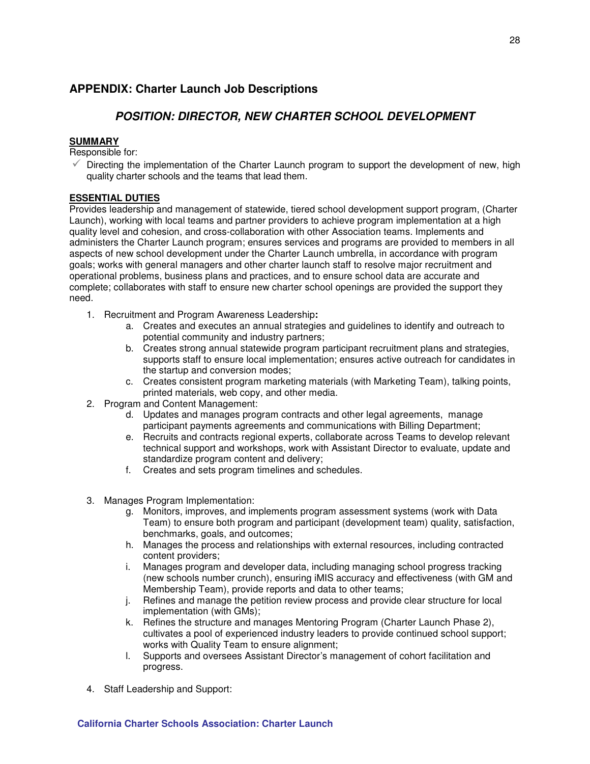## APPENDIX: Charter Launch Job Descriptions

### *POSITION: DIRECTOR, NEW CHARTER SCHOOL DEVELOPMENT*

**SUMMARY**

Responsible for:

- ✓ Directing the implementation of the Charter Launch program to support the development of new, high quality charter schools and the teams that lead them.

**ESSENTIAL DUTIES**

Provides leadership and management of statewide, tiered school development support program, (Charter Launch), working with local teams and partner providers to achieve program implementation at a high quality level and cohesion, and cross-collaboration with other Association teams. Implements and administers the Charter Launch program; ensures services and programs are provided to members in all aspects of new school development under the Charter Launch umbrella, in accordance with program goals; works with general managers and other charter launch staff to resolve major recruitment and operational problems, business plans and practices, and to ensure school data are accurate and complete; collaborates with staff to ensure new charter school openings are provided the support they need.

1. Recruitment and Program Awareness Leadership**:**
   a. Creates and executes an annual strategies and guidelines to identify and outreach to potential community and industry partners;
   b. Creates strong annual statewide program participant recruitment plans and strategies, supports staff to ensure local implementation; ensures active outreach for candidates in the startup and conversion modes;
   c. Creates consistent program marketing materials (with Marketing Team), talking points, printed materials, web copy, and other media.
2. Program and Content Management:
   d. Updates and manages program contracts and other legal agreements, manage participant payments agreements and communications with Billing Department;
   e. Recruits and contracts regional experts, collaborate across Teams to develop relevant technical support and workshops, work with Assistant Director to evaluate, update and standardize program content and delivery;
   f. Creates and sets program timelines and schedules.
3. Manages Program Implementation:
   g. Monitors, improves, and implements program assessment systems (work with Data Team) to ensure both program and participant (development team) quality, satisfaction, benchmarks, goals, and outcomes;
   h. Manages the process and relationships with external resources, including contracted content providers;
   i. Manages program and developer data, including managing school progress tracking (new schools number crunch), ensuring iMIS accuracy and effectiveness (with GM and Membership Team), provide reports and data to other teams;
   j. Refines and manage the petition review process and provide clear structure for local implementation (with GMs);
   k. Refines the structure and manages Mentoring Program (Charter Launch Phase 2), cultivates a pool of experienced industry leaders to provide continued school support; works with Quality Team to ensure alignment;
   l. Supports and oversees Assistant Director's management of cohort facilitation and progress.
4. Staff Leadership and Support: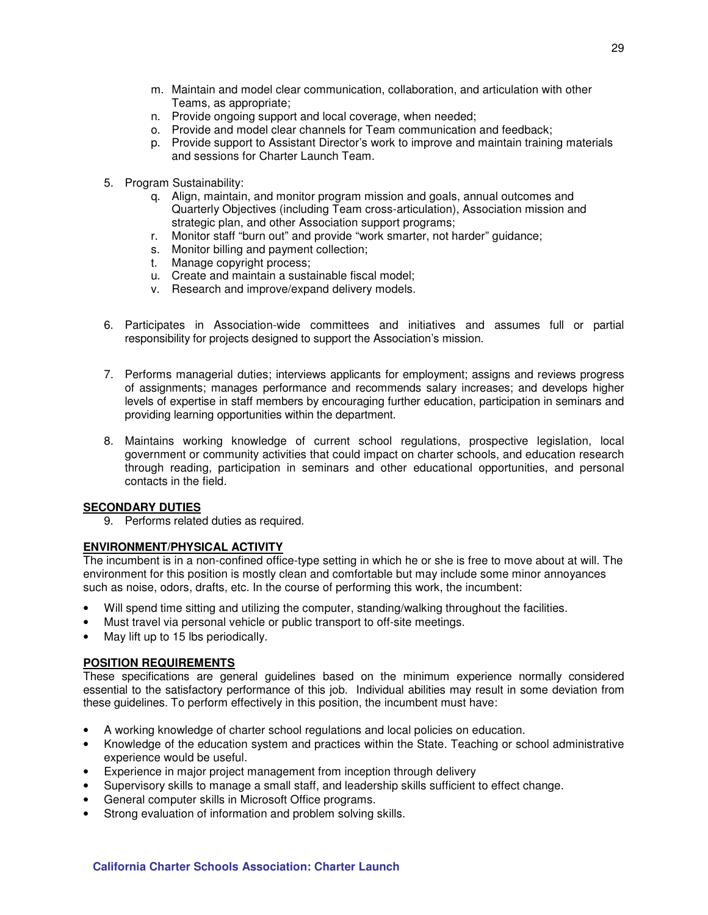m. Maintain and model clear communication, collaboration, and articulation with other Teams, as appropriate;
n. Provide ongoing support and local coverage, when needed;
o. Provide and model clear channels for Team communication and feedback;
p. Provide support to Assistant Director's work to improve and maintain training materials and sessions for Charter Launch Team.

5. Program Sustainability:
   q. Align, maintain, and monitor program mission and goals, annual outcomes and Quarterly Objectives (including Team cross-articulation), Association mission and strategic plan, and other Association support programs;
   r. Monitor staff "burn out" and provide "work smarter, not harder" guidance;
   s. Monitor billing and payment collection;
   t. Manage copyright process;
   u. Create and maintain a sustainable fiscal model;
   v. Research and improve/expand delivery models.

6. Participates in Association-wide committees and initiatives and assumes full or partial responsibility for projects designed to support the Association's mission.

7. Performs managerial duties; interviews applicants for employment; assigns and reviews progress of assignments; manages performance and recommends salary increases; and develops higher levels of expertise in staff members by encouraging further education, participation in seminars and providing learning opportunities within the department.

8. Maintains working knowledge of current school regulations, prospective legislation, local government or community activities that could impact on charter schools, and education research through reading, participation in seminars and other educational opportunities, and personal contacts in the field.

**SECONDARY DUTIES**

9. Performs related duties as required.

**ENVIRONMENT/PHYSICAL ACTIVITY**

The incumbent is in a non-confined office-type setting in which he or she is free to move about at will. The environment for this position is mostly clean and comfortable but may include some minor annoyances such as noise, odors, drafts, etc. In the course of performing this work, the incumbent:

- Will spend time sitting and utilizing the computer, standing/walking throughout the facilities.
- Must travel via personal vehicle or public transport to off-site meetings.
- May lift up to 15 lbs periodically.

**POSITION REQUIREMENTS**

These specifications are general guidelines based on the minimum experience normally considered essential to the satisfactory performance of this job. Individual abilities may result in some deviation from these guidelines. To perform effectively in this position, the incumbent must have:

- A working knowledge of charter school regulations and local policies on education.
- Knowledge of the education system and practices within the State. Teaching or school administrative experience would be useful.
- Experience in major project management from inception through delivery
- Supervisory skills to manage a small staff, and leadership skills sufficient to effect change.
- General computer skills in Microsoft Office programs.
- Strong evaluation of information and problem solving skills.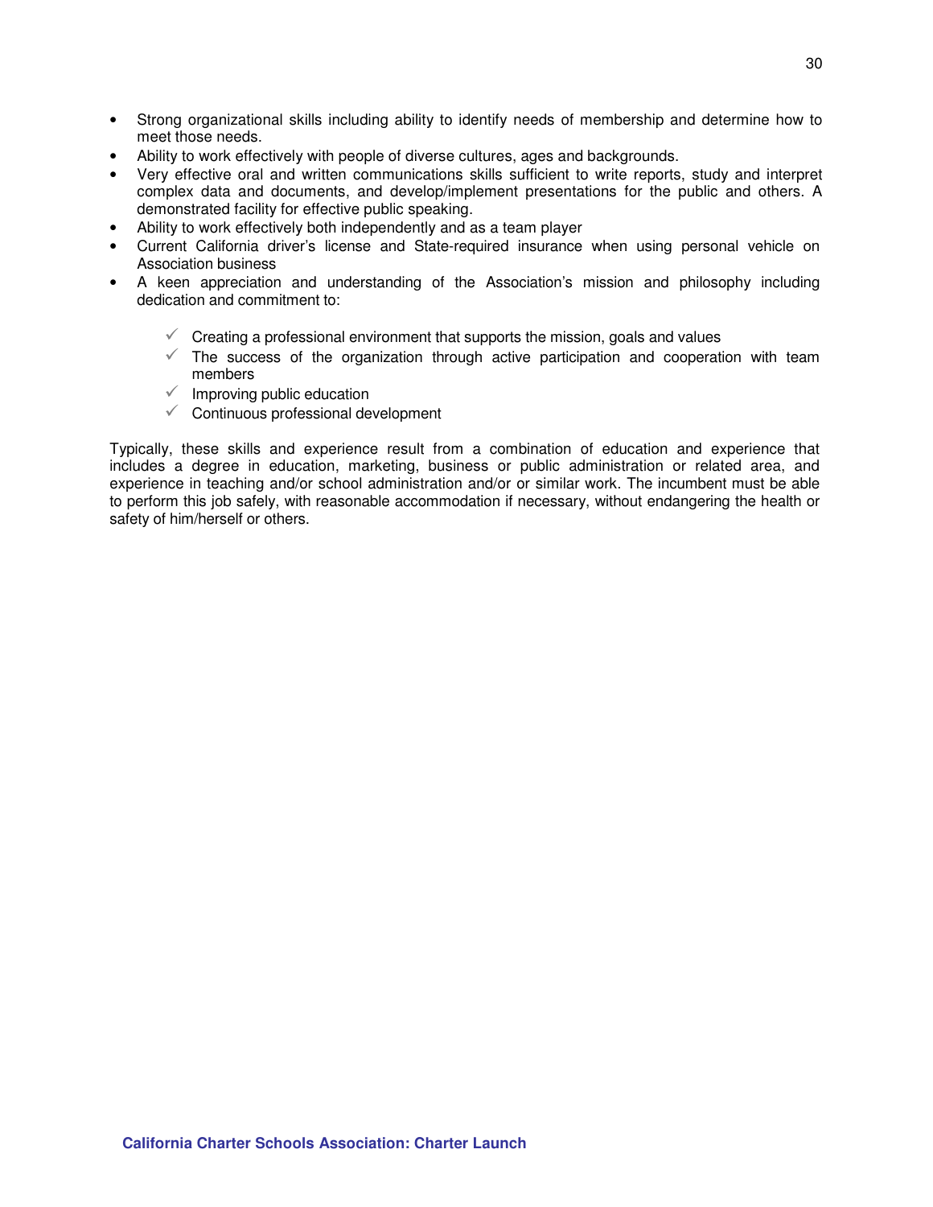- Strong organizational skills including ability to identify needs of membership and determine how to meet those needs.
- Ability to work effectively with people of diverse cultures, ages and backgrounds.
- Very effective oral and written communications skills sufficient to write reports, study and interpret complex data and documents, and develop/implement presentations for the public and others. A demonstrated facility for effective public speaking.
- Ability to work effectively both independently and as a team player
- Current California driver's license and State-required insurance when using personal vehicle on Association business
- A keen appreciation and understanding of the Association's mission and philosophy including dedication and commitment to:
  - ✓ Creating a professional environment that supports the mission, goals and values
  - ✓ The success of the organization through active participation and cooperation with team members
  - ✓ Improving public education
  - ✓ Continuous professional development

Typically, these skills and experience result from a combination of education and experience that includes a degree in education, marketing, business or public administration or related area, and experience in teaching and/or school administration and/or or similar work. The incumbent must be able to perform this job safely, with reasonable accommodation if necessary, without endangering the health or safety of him/herself or others.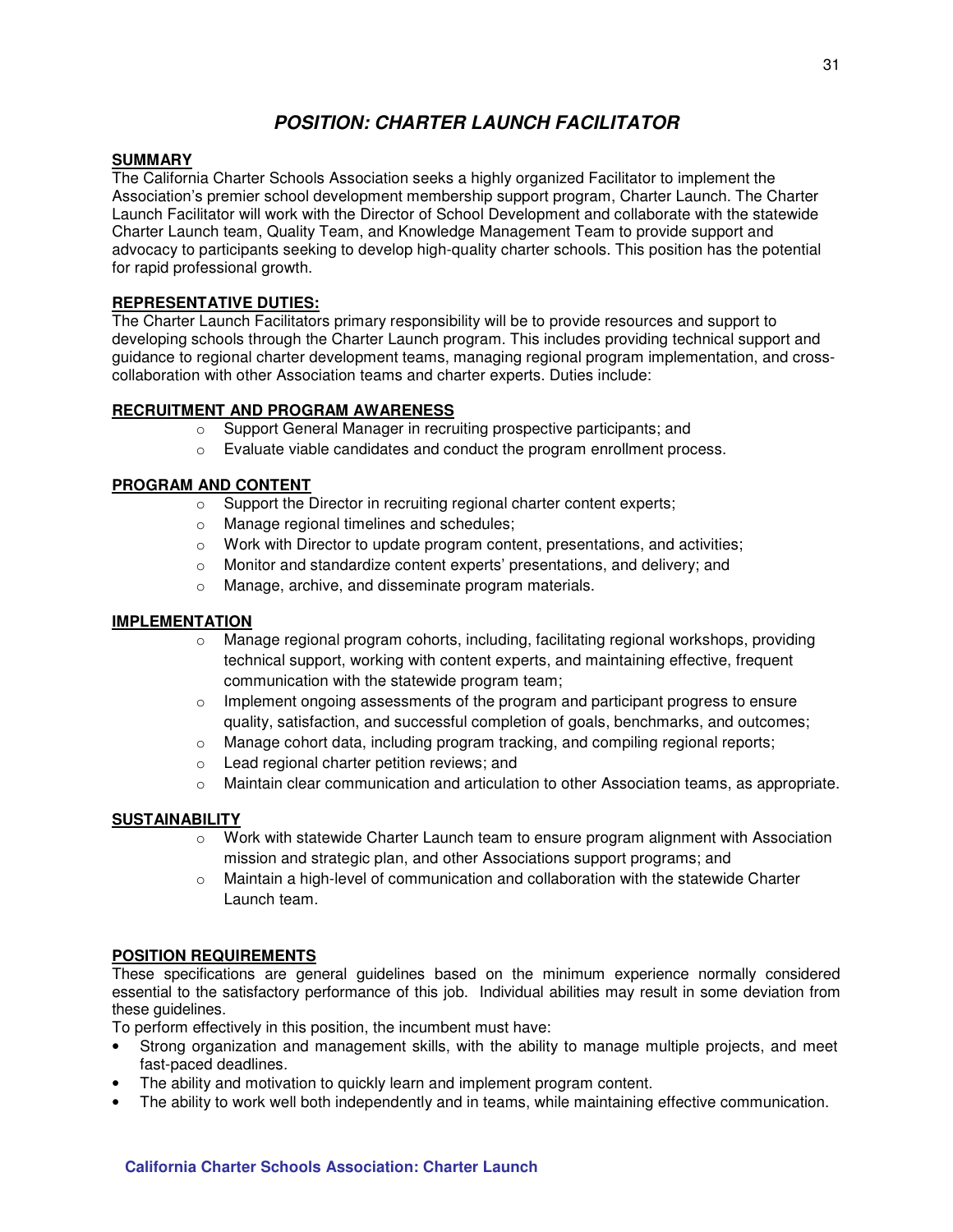# ***POSITION: CHARTER LAUNCH FACILITATOR***

**SUMMARY**

The California Charter Schools Association seeks a highly organized Facilitator to implement the Association's premier school development membership support program, Charter Launch. The Charter Launch Facilitator will work with the Director of School Development and collaborate with the statewide Charter Launch team, Quality Team, and Knowledge Management Team to provide support and advocacy to participants seeking to develop high-quality charter schools. This position has the potential for rapid professional growth.

**REPRESENTATIVE DUTIES:**

The Charter Launch Facilitators primary responsibility will be to provide resources and support to developing schools through the Charter Launch program. This includes providing technical support and guidance to regional charter development teams, managing regional program implementation, and cross-collaboration with other Association teams and charter experts. Duties include:

**RECRUITMENT AND PROGRAM AWARENESS**

- Support General Manager in recruiting prospective participants; and
- Evaluate viable candidates and conduct the program enrollment process.

**PROGRAM AND CONTENT**

- Support the Director in recruiting regional charter content experts;
- Manage regional timelines and schedules;
- Work with Director to update program content, presentations, and activities;
- Monitor and standardize content experts' presentations, and delivery; and
- Manage, archive, and disseminate program materials.

**IMPLEMENTATION**

- Manage regional program cohorts, including, facilitating regional workshops, providing technical support, working with content experts, and maintaining effective, frequent communication with the statewide program team;
- Implement ongoing assessments of the program and participant progress to ensure quality, satisfaction, and successful completion of goals, benchmarks, and outcomes;
- Manage cohort data, including program tracking, and compiling regional reports;
- Lead regional charter petition reviews; and
- Maintain clear communication and articulation to other Association teams, as appropriate.

**SUSTAINABILITY**

- Work with statewide Charter Launch team to ensure program alignment with Association mission and strategic plan, and other Associations support programs; and
- Maintain a high-level of communication and collaboration with the statewide Charter Launch team.

**POSITION REQUIREMENTS**

These specifications are general guidelines based on the minimum experience normally considered essential to the satisfactory performance of this job. Individual abilities may result in some deviation from these guidelines.

To perform effectively in this position, the incumbent must have:

- Strong organization and management skills, with the ability to manage multiple projects, and meet fast-paced deadlines.
- The ability and motivation to quickly learn and implement program content.
- The ability to work well both independently and in teams, while maintaining effective communication.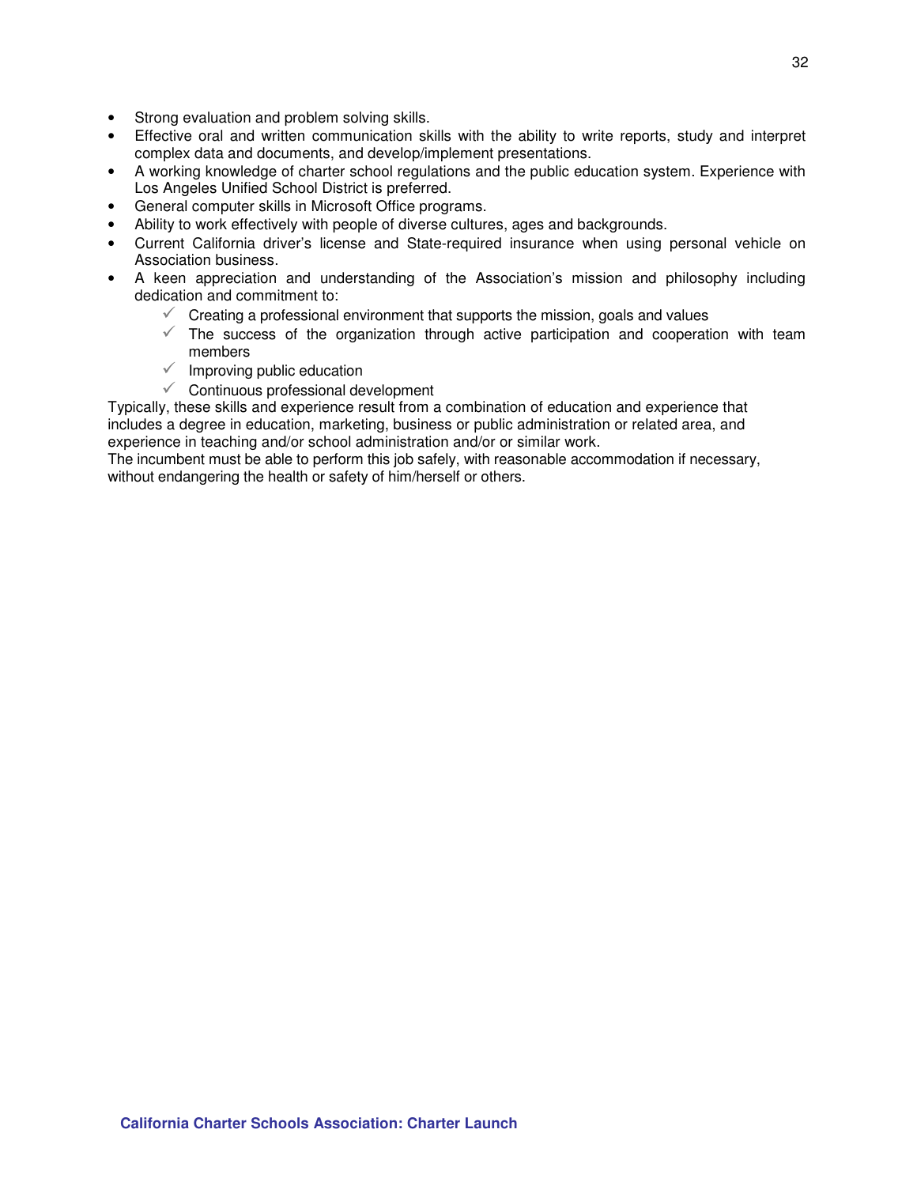- Strong evaluation and problem solving skills.
- Effective oral and written communication skills with the ability to write reports, study and interpret complex data and documents, and develop/implement presentations.
- A working knowledge of charter school regulations and the public education system. Experience with Los Angeles Unified School District is preferred.
- General computer skills in Microsoft Office programs.
- Ability to work effectively with people of diverse cultures, ages and backgrounds.
- Current California driver's license and State-required insurance when using personal vehicle on Association business.
- A keen appreciation and understanding of the Association's mission and philosophy including dedication and commitment to:
  - ✓ Creating a professional environment that supports the mission, goals and values
  - ✓ The success of the organization through active participation and cooperation with team members
  - ✓ Improving public education
  - ✓ Continuous professional development

Typically, these skills and experience result from a combination of education and experience that includes a degree in education, marketing, business or public administration or related area, and experience in teaching and/or school administration and/or or similar work.

The incumbent must be able to perform this job safely, with reasonable accommodation if necessary, without endangering the health or safety of him/herself or others.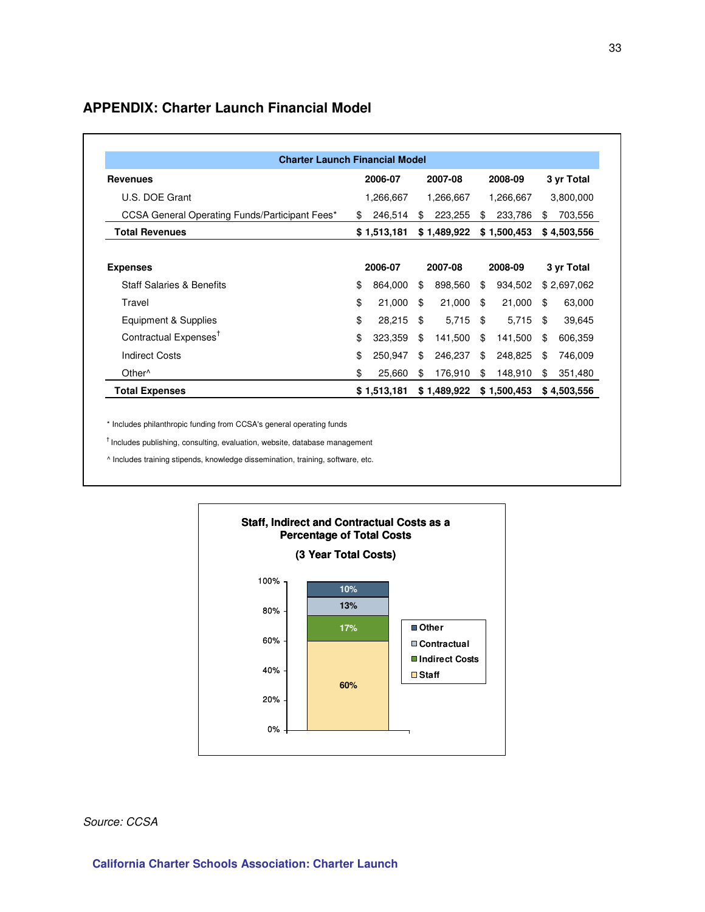## APPENDIX: Charter Launch Financial Model

| Charter Launch Financial Model | | | | |
|---|---|---|---|---|
| **Revenues** | **2006-07** | **2007-08** | **2008-09** | **3 yr Total** |
| U.S. DOE Grant | 1,266,667 | 1,266,667 | 1,266,667 | 3,800,000 |
| CCSA General Operating Funds/Participant Fees* | $ 246,514 | $ 223,255 | $ 233,786 | $ 703,556 |
| **Total Revenues** | **$ 1,513,181** | **$ 1,489,922** | **$ 1,500,453** | **$ 4,503,556** |
| | | | | |
| **Expenses** | **2006-07** | **2007-08** | **2008-09** | **3 yr Total** |
| Staff Salaries & Benefits | $ 864,000 | $ 898,560 | $ 934,502 | $ 2,697,062 |
| Travel | $ 21,000 | $ 21,000 | $ 21,000 | $ 63,000 |
| Equipment & Supplies | $ 28,215 | $ 5,715 | $ 5,715 | $ 39,645 |
| Contractual Expenses† | $ 323,359 | $ 141,500 | $ 141,500 | $ 606,359 |
| Indirect Costs | $ 250,947 | $ 246,237 | $ 248,825 | $ 746,009 |
| Other^ | $ 25,660 | $ 176,910 | $ 148,910 | $ 351,480 |
| **Total Expenses** | **$ 1,513,181** | **$ 1,489,922** | **$ 1,500,453** | **$ 4,503,556** |

* Includes philanthropic funding from CCSA's general operating funds

† Includes publishing, consulting, evaluation, website, database management

^ Includes training stipends, knowledge dissemination, training, software, etc.

**Staff, Indirect and Contractual Costs as a Percentage of Total Costs**

**(3 Year Total Costs)**

| Category | Percentage |
|---|---|
| Other | 10% |
| Contractual | 13% |
| Indirect Costs | 17% |
| Staff | 60% |

*Source: CCSA*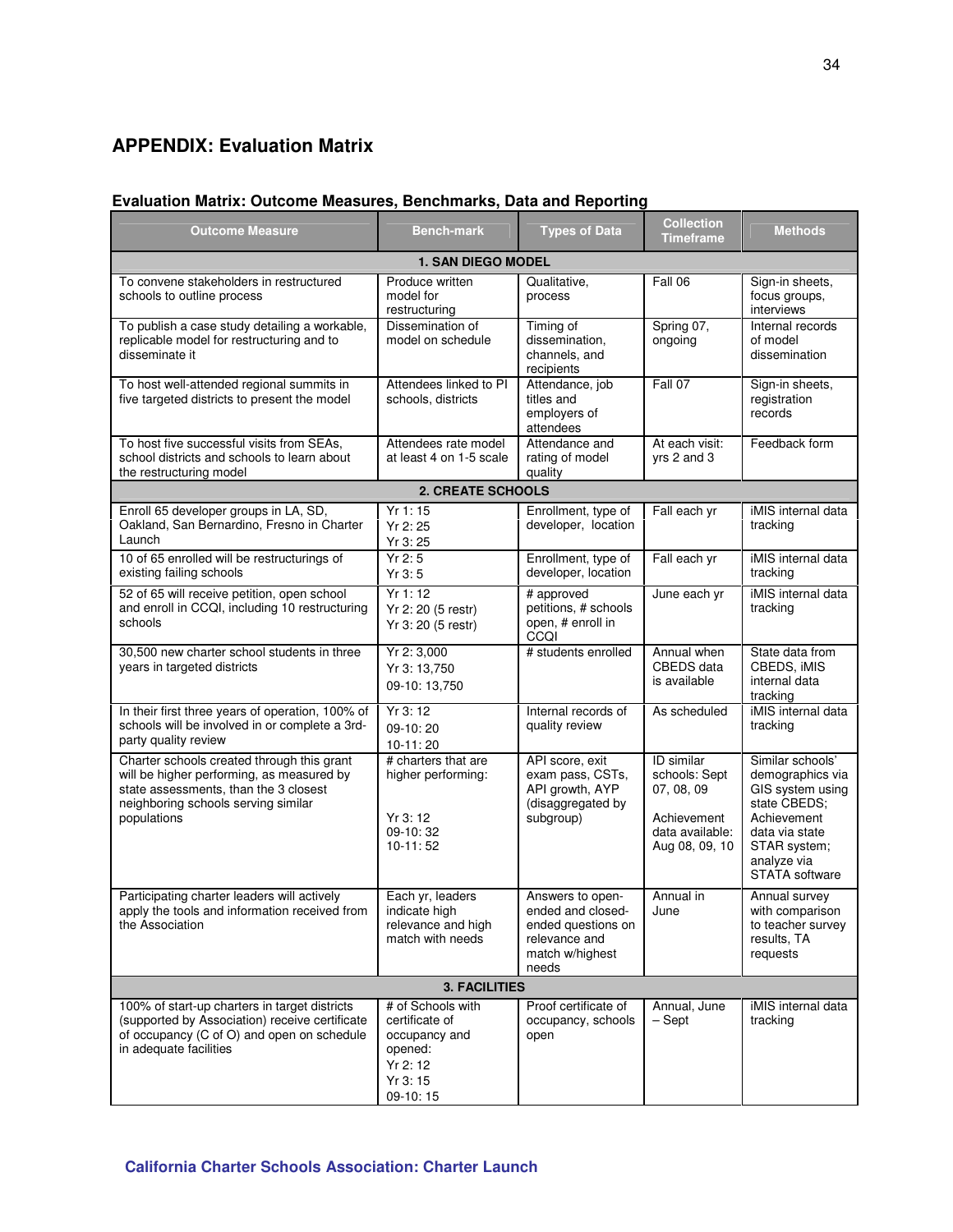## APPENDIX: Evaluation Matrix

### Evaluation Matrix: Outcome Measures, Benchmarks, Data and Reporting

| Outcome Measure | Bench-mark | Types of Data | Collection Timeframe | Methods |
|---|---|---|---|---|
| **1. SAN DIEGO MODEL** | | | | |
| To convene stakeholders in restructured schools to outline process | Produce written model for restructuring | Qualitative, process | Fall 06 | Sign-in sheets, focus groups, interviews |
| To publish a case study detailing a workable, replicable model for restructuring and to disseminate it | Dissemination of model on schedule | Timing of dissemination, channels, and recipients | Spring 07, ongoing | Internal records of model dissemination |
| To host well-attended regional summits in five targeted districts to present the model | Attendees linked to PI schools, districts | Attendance, job titles and employers of attendees | Fall 07 | Sign-in sheets, registration records |
| To host five successful visits from SEAs, school districts and schools to learn about the restructuring model | Attendees rate model at least 4 on 1-5 scale | Attendance and rating of model quality | At each visit: yrs 2 and 3 | Feedback form |
| **2. CREATE SCHOOLS** | | | | |
| Enroll 65 developer groups in LA, SD, Oakland, San Bernardino, Fresno in Charter Launch | Yr 1: 15<br>Yr 2: 25<br>Yr 3: 25 | Enrollment, type of developer, location | Fall each yr | iMIS internal data tracking |
| 10 of 65 enrolled will be restructurings of existing failing schools | Yr 2: 5<br>Yr 3: 5 | Enrollment, type of developer, location | Fall each yr | iMIS internal data tracking |
| 52 of 65 will receive petition, open school and enroll in CCQI, including 10 restructuring schools | Yr 1: 12<br>Yr 2: 20 (5 restr)<br>Yr 3: 20 (5 restr) | # approved petitions, # schools open, # enroll in CCQI | June each yr | iMIS internal data tracking |
| 30,500 new charter school students in three years in targeted districts | Yr 2: 3,000<br>Yr 3: 13,750<br>09-10: 13,750 | # students enrolled | Annual when CBEDS data is available | State data from CBEDS, iMIS internal data tracking |
| In their first three years of operation, 100% of schools will be involved in or complete a 3rd-party quality review | Yr 3: 12<br>09-10: 20<br>10-11: 20 | Internal records of quality review | As scheduled | iMIS internal data tracking |
| Charter schools created through this grant will be higher performing, as measured by state assessments, than the 3 closest neighboring schools serving similar populations | # charters that are higher performing:<br><br>Yr 3: 12<br>09-10: 32<br>10-11: 52 | API score, exit exam pass, CSTs, API growth, AYP (disaggregated by subgroup) | ID similar schools: Sept 07, 08, 09<br><br>Achievement data available: Aug 08, 09, 10 | Similar schools' demographics via GIS system using state CBEDS; Achievement data via state STAR system; analyze via STATA software |
| Participating charter leaders will actively apply the tools and information received from the Association | Each yr, leaders indicate high relevance and high match with needs | Answers to open-ended and closed-ended questions on relevance and match w/highest needs | Annual in June | Annual survey with comparison to teacher survey results, TA requests |
| **3. FACILITIES** | | | | |
| 100% of start-up charters in target districts (supported by Association) receive certificate of occupancy (C of O) and open on schedule in adequate facilities | # of Schools with certificate of occupancy and opened:<br>Yr 2: 12<br>Yr 3: 15<br>09-10: 15 | Proof certificate of occupancy, schools open | Annual, June – Sept | iMIS internal data tracking |

**California Charter Schools Association: Charter Launch**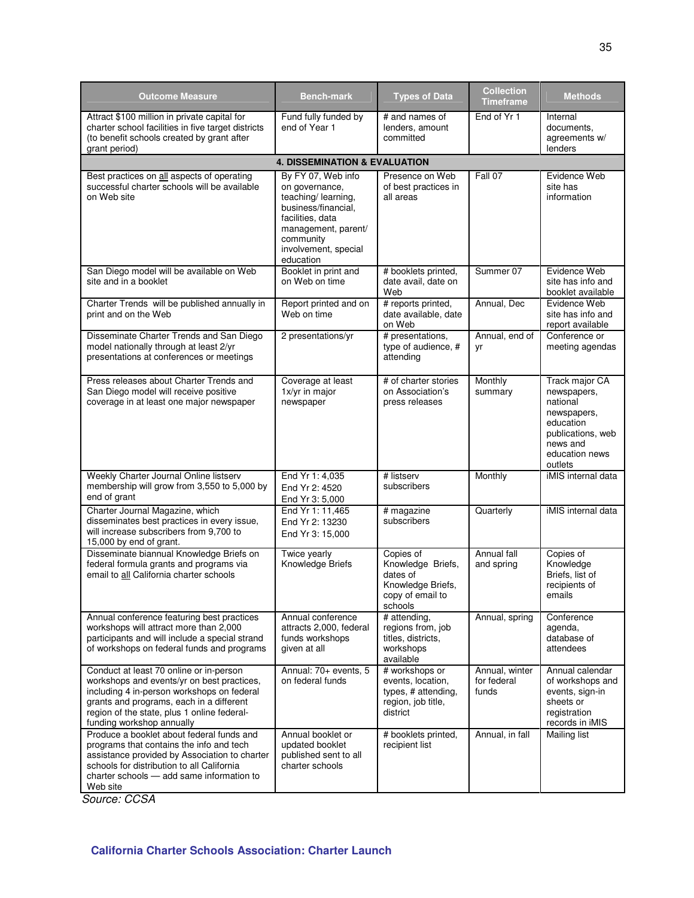| Outcome Measure | Bench-mark | Types of Data | Collection Timeframe | Methods |
|---|---|---|---|---|
| Attract $100 million in private capital for charter school facilities in five target districts (to benefit schools created by grant after grant period) | Fund fully funded by end of Year 1 | # and names of lenders, amount committed | End of Yr 1 | Internal documents, agreements w/ lenders |
| **4. DISSEMINATION & EVALUATION** | | | | |
| Best practices on all aspects of operating successful charter schools will be available on Web site | By FY 07, Web info on governance, teaching/ learning, business/financial, facilities, data management, parent/ community involvement, special education | Presence on Web of best practices in all areas | Fall 07 | Evidence Web site has information |
| San Diego model will be available on Web site and in a booklet | Booklet in print and on Web on time | # booklets printed, date avail, date on Web | Summer 07 | Evidence Web site has info and booklet available |
| Charter Trends will be published annually in print and on the Web | Report printed and on Web on time | # reports printed, date available, date on Web | Annual, Dec | Evidence Web site has info and report available |
| Disseminate Charter Trends and San Diego model nationally through at least 2/yr presentations at conferences or meetings | 2 presentations/yr | # presentations, type of audience, # attending | Annual, end of yr | Conference or meeting agendas |
| Press releases about Charter Trends and San Diego model will receive positive coverage in at least one major newspaper | Coverage at least 1x/yr in major newspaper | # of charter stories on Association's press releases | Monthly summary | Track major CA newspapers, national newspapers, education publications, web news and education news outlets |
| Weekly Charter Journal Online listserv membership will grow from 3,550 to 5,000 by end of grant | End Yr 1: 4,035<br>End Yr 2: 4520<br>End Yr 3: 5,000 | # listserv subscribers | Monthly | iMIS internal data |
| Charter Journal Magazine, which disseminates best practices in every issue, will increase subscribers from 9,700 to 15,000 by end of grant. | End Yr 1: 11,465<br>End Yr 2: 13230<br>End Yr 3: 15,000 | # magazine subscribers | Quarterly | iMIS internal data |
| Disseminate biannual Knowledge Briefs on federal formula grants and programs via email to all California charter schools | Twice yearly Knowledge Briefs | Copies of Knowledge Briefs, dates of Knowledge Briefs, copy of email to schools | Annual fall and spring | Copies of Knowledge Briefs, list of recipients of emails |
| Annual conference featuring best practices workshops will attract more than 2,000 participants and will include a special strand of workshops on federal funds and programs | Annual conference attracts 2,000, federal funds workshops given at all | # attending, regions from, job titles, districts, workshops available | Annual, spring | Conference agenda, database of attendees |
| Conduct at least 70 online or in-person workshops and events/yr on best practices, including 4 in-person workshops on federal grants and programs, each in a different region of the state, plus 1 online federal-funding workshop annually | Annual: 70+ events, 5 on federal funds | # workshops or events, location, types, # attending, region, job title, district | Annual, winter for federal funds | Annual calendar of workshops and events, sign-in sheets or registration records in iMIS |
| Produce a booklet about federal funds and programs that contains the info and tech assistance provided by Association to charter schools for distribution to all California charter schools — add same information to Web site | Annual booklet or updated booklet published sent to all charter schools | # booklets printed, recipient list | Annual, in fall | Mailing list |

*Source: CCSA*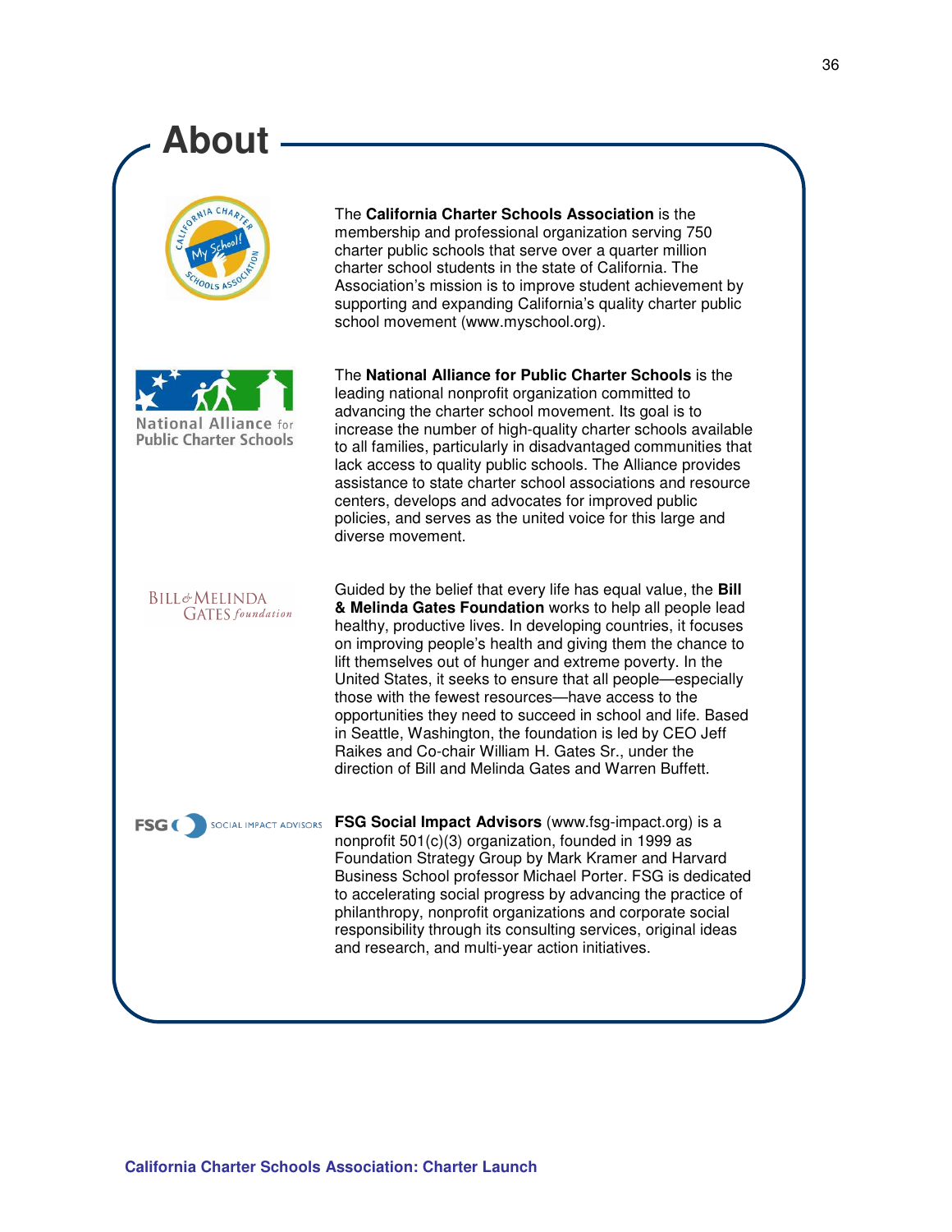# About

The **California Charter Schools Association** is the membership and professional organization serving 750 charter public schools that serve over a quarter million charter school students in the state of California. The Association's mission is to improve student achievement by supporting and expanding California's quality charter public school movement (www.myschool.org).

The **National Alliance for Public Charter Schools** is the leading national nonprofit organization committed to advancing the charter school movement. Its goal is to increase the number of high-quality charter schools available to all families, particularly in disadvantaged communities that lack access to quality public schools. The Alliance provides assistance to state charter school associations and resource centers, develops and advocates for improved public policies, and serves as the united voice for this large and diverse movement.

Guided by the belief that every life has equal value, the **Bill & Melinda Gates Foundation** works to help all people lead healthy, productive lives. In developing countries, it focuses on improving people's health and giving them the chance to lift themselves out of hunger and extreme poverty. In the United States, it seeks to ensure that all people—especially those with the fewest resources—have access to the opportunities they need to succeed in school and life. Based in Seattle, Washington, the foundation is led by CEO Jeff Raikes and Co-chair William H. Gates Sr., under the direction of Bill and Melinda Gates and Warren Buffett.

**FSG Social Impact Advisors** (www.fsg-impact.org) is a nonprofit 501(c)(3) organization, founded in 1999 as Foundation Strategy Group by Mark Kramer and Harvard Business School professor Michael Porter. FSG is dedicated to accelerating social progress by advancing the practice of philanthropy, nonprofit organizations and corporate social responsibility through its consulting services, original ideas and research, and multi-year action initiatives.